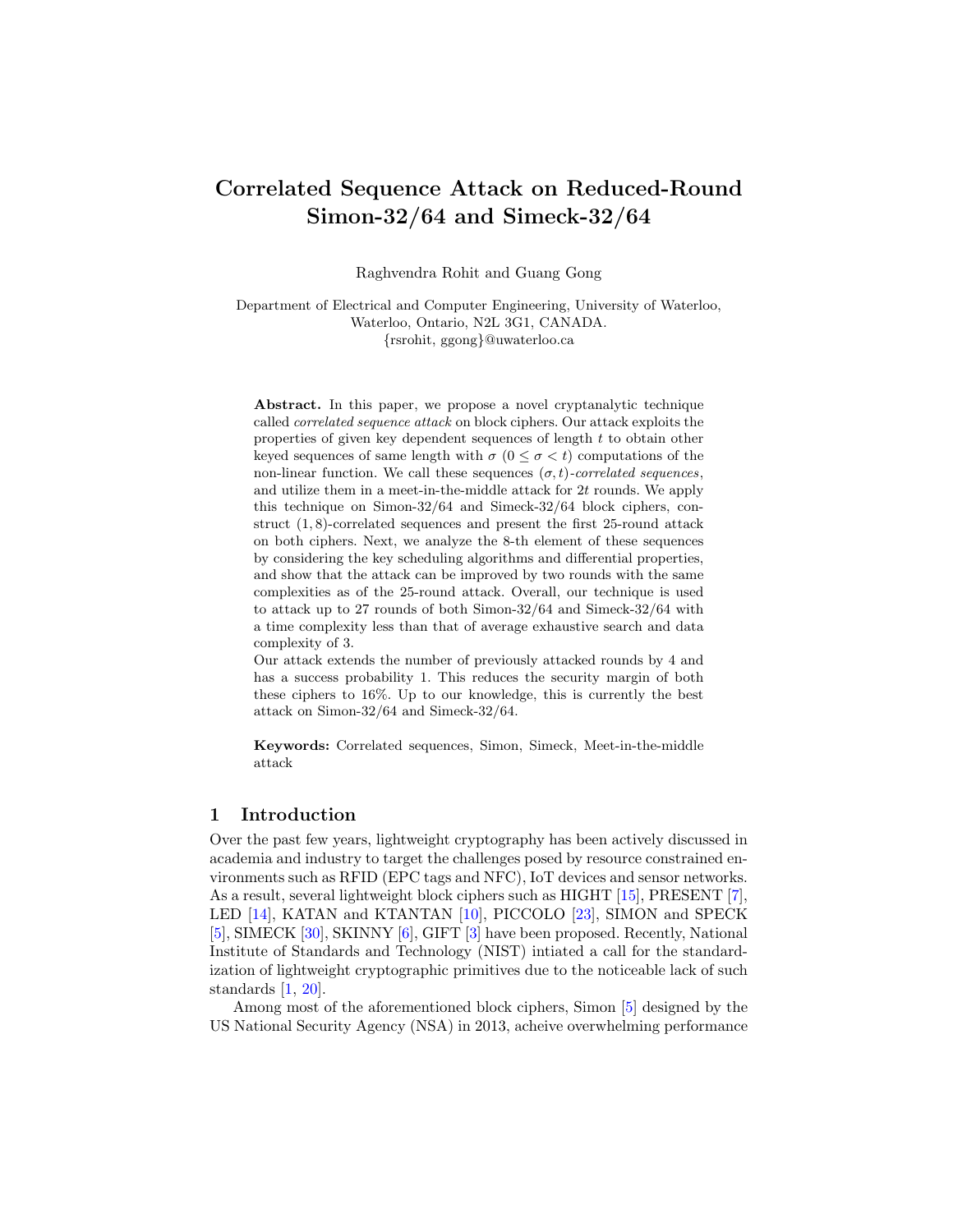# Correlated Sequence Attack on Reduced-Round Simon-32/64 and Simeck-32/64

Raghvendra Rohit and Guang Gong

Department of Electrical and Computer Engineering, University of Waterloo, Waterloo, Ontario, N2L 3G1, CANADA.
{rsrohit, ggong}@uwaterloo.ca

**Abstract.** In this paper, we propose a novel cryptanalytic technique called *correlated sequence attack* on block ciphers. Our attack exploits the properties of given key dependent sequences of length $t$ to obtain other keyed sequences of same length with $\sigma$ $(0 \leq \sigma < t)$ computations of the non-linear function. We call these sequences $(\sigma, t)$*-correlated sequences*, and utilize them in a meet-in-the-middle attack for $2t$ rounds. We apply this technique on Simon-32/64 and Simeck-32/64 block ciphers, construct $(1, 8)$-correlated sequences and present the first 25-round attack on both ciphers. Next, we analyze the 8-th element of these sequences by considering the key scheduling algorithms and differential properties, and show that the attack can be improved by two rounds with the same complexities as of the 25-round attack. Overall, our technique is used to attack up to 27 rounds of both Simon-32/64 and Simeck-32/64 with a time complexity less than that of average exhaustive search and data complexity of 3.

Our attack extends the number of previously attacked rounds by 4 and has a success probability 1. This reduces the security margin of both these ciphers to 16%. Up to our knowledge, this is currently the best attack on Simon-32/64 and Simeck-32/64.

**Keywords:** Correlated sequences, Simon, Simeck, Meet-in-the-middle attack

## 1 Introduction

Over the past few years, lightweight cryptography has been actively discussed in academia and industry to target the challenges posed by resource constrained environments such as RFID (EPC tags and NFC), IoT devices and sensor networks. As a result, several lightweight block ciphers such as HIGHT [15], PRESENT [7], LED [14], KATAN and KTANTAN [10], PICCOLO [23], SIMON and SPECK [5], SIMECK [30], SKINNY [6], GIFT [3] have been proposed. Recently, National Institute of Standards and Technology (NIST) intiated a call for the standardization of lightweight cryptographic primitives due to the noticeable lack of such standards [1, 20].

Among most of the aforementioned block ciphers, Simon [5] designed by the US National Security Agency (NSA) in 2013, acheive overwhelming performance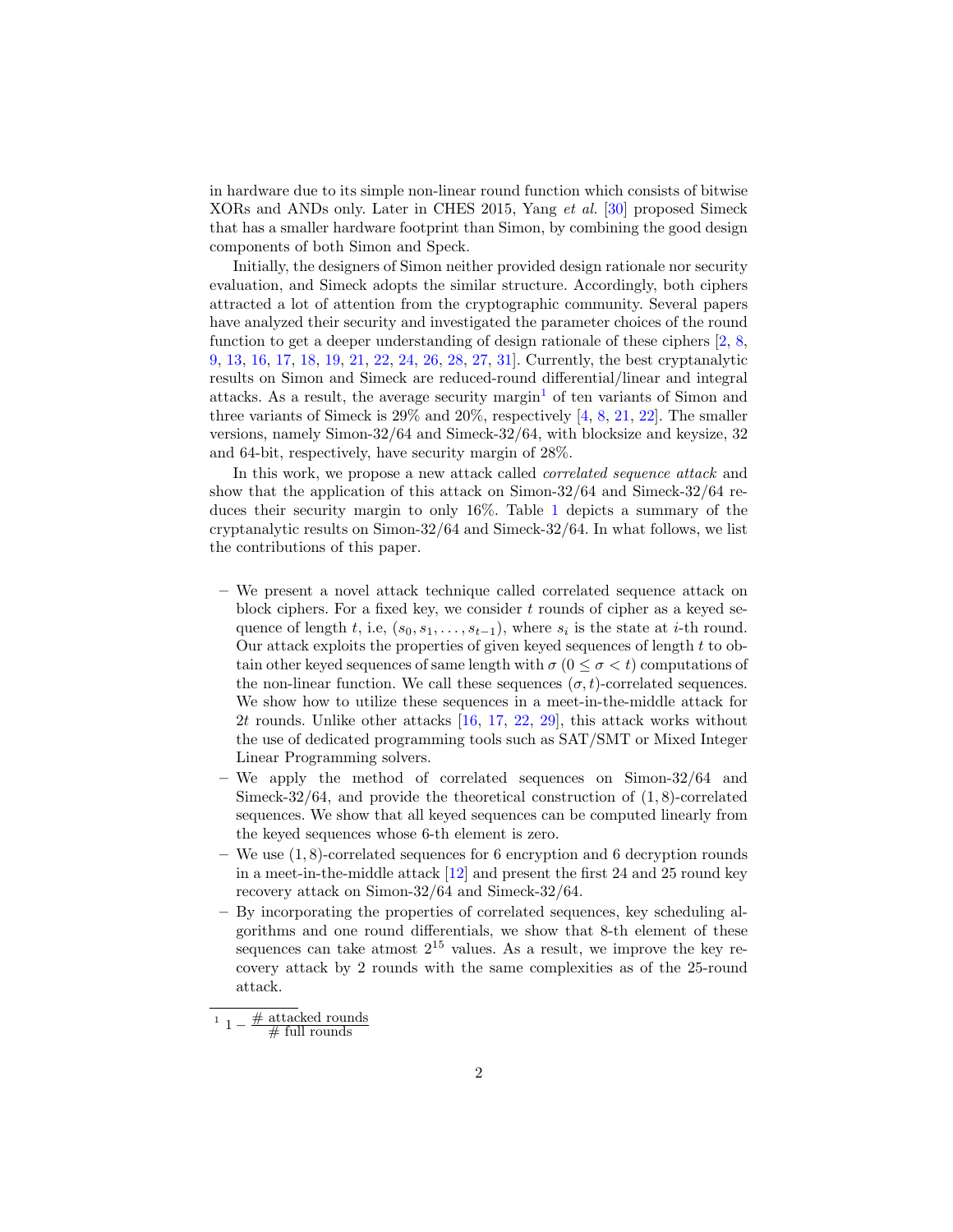in hardware due to its simple non-linear round function which consists of bitwise XORs and ANDs only. Later in CHES 2015, Yang *et al.* [30] proposed Simeck that has a smaller hardware footprint than Simon, by combining the good design components of both Simon and Speck.

Initially, the designers of Simon neither provided design rationale nor security evaluation, and Simeck adopts the similar structure. Accordingly, both ciphers attracted a lot of attention from the cryptographic community. Several papers have analyzed their security and investigated the parameter choices of the round function to get a deeper understanding of design rationale of these ciphers [2, 8, 9, 13, 16, 17, 18, 19, 21, 22, 24, 26, 28, 27, 31]. Currently, the best cryptanalytic results on Simon and Simeck are reduced-round differential/linear and integral attacks. As a result, the average security margin[1] of ten variants of Simon and three variants of Simeck is 29% and 20%, respectively [4, 8, 21, 22]. The smaller versions, namely Simon-32/64 and Simeck-32/64, with blocksize and keysize, 32 and 64-bit, respectively, have security margin of 28%.

In this work, we propose a new attack called *correlated sequence attack* and show that the application of this attack on Simon-32/64 and Simeck-32/64 reduces their security margin to only 16%. Table 1 depicts a summary of the cryptanalytic results on Simon-32/64 and Simeck-32/64. In what follows, we list the contributions of this paper.

- We present a novel attack technique called correlated sequence attack on block ciphers. For a fixed key, we consider $t$ rounds of cipher as a keyed sequence of length $t$, i.e, $(s_0, s_1, \ldots, s_{t-1})$, where $s_i$ is the state at $i$-th round. Our attack exploits the properties of given keyed sequences of length $t$ to obtain other keyed sequences of same length with $\sigma$ $(0 \leq \sigma < t)$ computations of the non-linear function. We call these sequences $(\sigma, t)$-correlated sequences. We show how to utilize these sequences in a meet-in-the-middle attack for $2t$ rounds. Unlike other attacks [16, 17, 22, 29], this attack works without the use of dedicated programming tools such as SAT/SMT or Mixed Integer Linear Programming solvers.
- We apply the method of correlated sequences on Simon-32/64 and Simeck-32/64, and provide the theoretical construction of $(1, 8)$-correlated sequences. We show that all keyed sequences can be computed linearly from the keyed sequences whose 6-th element is zero.
- We use $(1, 8)$-correlated sequences for 6 encryption and 6 decryption rounds in a meet-in-the-middle attack [12] and present the first 24 and 25 round key recovery attack on Simon-32/64 and Simeck-32/64.
- By incorporating the properties of correlated sequences, key scheduling algorithms and one round differentials, we show that 8-th element of these sequences can take atmost $2^{15}$ values. As a result, we improve the key recovery attack by 2 rounds with the same complexities as of the 25-round attack.

[1] $1 - \frac{\#\text{ attacked rounds}}{\#\text{ full rounds}}$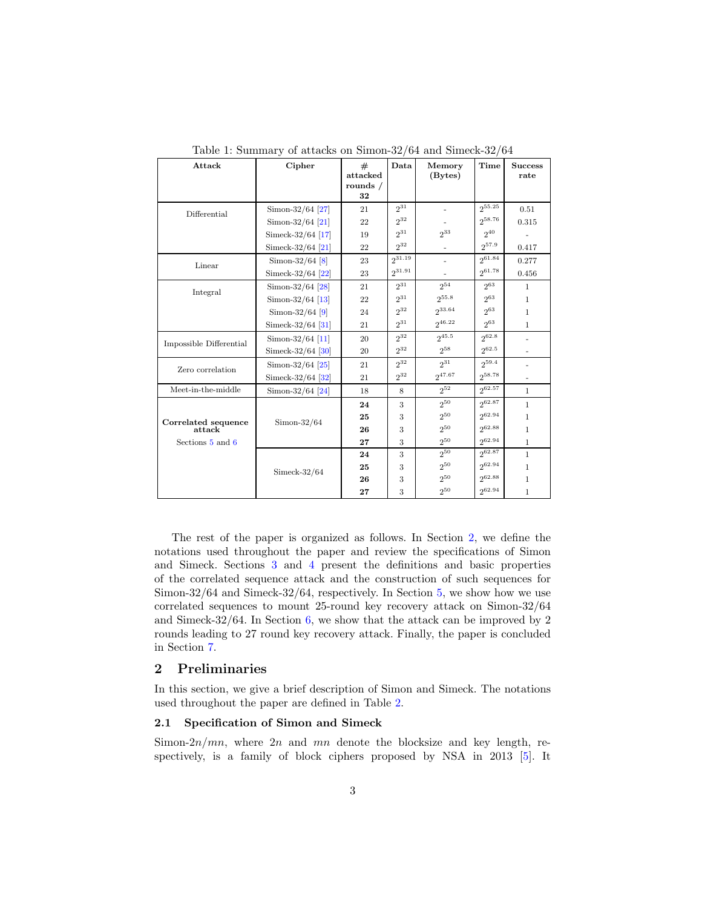Table 1: Summary of attacks on Simon-32/64 and Simeck-32/64

| Attack | Cipher | # attacked rounds / 32 | Data | Memory (Bytes) | Time | Success rate |
|---|---|---|---|---|---|---|
| Differential | Simon-32/64 [27] | 21 | $2^{31}$ | - | $2^{55.25}$ | 0.51 |
| | Simon-32/64 [21] | 22 | $2^{32}$ | - | $2^{58.76}$ | 0.315 |
| | Simeck-32/64 [17] | 19 | $2^{31}$ | $2^{33}$ | $2^{40}$ | - |
| | Simeck-32/64 [21] | 22 | $2^{32}$ | - | $2^{57.9}$ | 0.417 |
| Linear | Simon-32/64 [8] | 23 | $2^{31.19}$ | - | $2^{61.84}$ | 0.277 |
| | Simeck-32/64 [22] | 23 | $2^{31.91}$ | - | $2^{61.78}$ | 0.456 |
| Integral | Simon-32/64 [28] | 21 | $2^{31}$ | $2^{54}$ | $2^{63}$ | 1 |
| | Simon-32/64 [13] | 22 | $2^{31}$ | $2^{55.8}$ | $2^{63}$ | 1 |
| | Simon-32/64 [9] | 24 | $2^{32}$ | $2^{33.64}$ | $2^{63}$ | 1 |
| | Simeck-32/64 [31] | 21 | $2^{31}$ | $2^{46.22}$ | $2^{63}$ | 1 |
| Impossible Differential | Simon-32/64 [11] | 20 | $2^{32}$ | $2^{45.5}$ | $2^{62.8}$ | - |
| | Simeck-32/64 [30] | 20 | $2^{32}$ | $2^{58}$ | $2^{62.5}$ | - |
| Zero correlation | Simon-32/64 [25] | 21 | $2^{32}$ | $2^{31}$ | $2^{59.4}$ | - |
| | Simeck-32/64 [32] | 21 | $2^{32}$ | $2^{47.67}$ | $2^{58.78}$ | - |
| Meet-in-the-middle | Simon-32/64 [24] | 18 | 8 | $2^{52}$ | $2^{62.57}$ | 1 |
| **Correlated sequence attack** Sections 5 and 6 | Simon-32/64 | **24** | 3 | $2^{50}$ | $2^{62.87}$ | 1 |
| | | **25** | 3 | $2^{50}$ | $2^{62.94}$ | 1 |
| | | **26** | 3 | $2^{50}$ | $2^{62.88}$ | 1 |
| | | **27** | 3 | $2^{50}$ | $2^{62.94}$ | 1 |
| | Simeck-32/64 | **24** | 3 | $2^{50}$ | $2^{62.87}$ | 1 |
| | | **25** | 3 | $2^{50}$ | $2^{62.94}$ | 1 |
| | | **26** | 3 | $2^{50}$ | $2^{62.88}$ | 1 |
| | | **27** | 3 | $2^{50}$ | $2^{62.94}$ | 1 |

The rest of the paper is organized as follows. In Section 2, we define the notations used throughout the paper and review the specifications of Simon and Simeck. Sections 3 and 4 present the definitions and basic properties of the correlated sequence attack and the construction of such sequences for Simon-32/64 and Simeck-32/64, respectively. In Section 5, we show how we use correlated sequences to mount 25-round key recovery attack on Simon-32/64 and Simeck-32/64. In Section 6, we show that the attack can be improved by 2 rounds leading to 27 round key recovery attack. Finally, the paper is concluded in Section 7.

## 2 Preliminaries

In this section, we give a brief description of Simon and Simeck. The notations used throughout the paper are defined in Table 2.

### 2.1 Specification of Simon and Simeck

Simon-$2n/mn$, where $2n$ and $mn$ denote the blocksize and key length, respectively, is a family of block ciphers proposed by NSA in 2013 [5]. It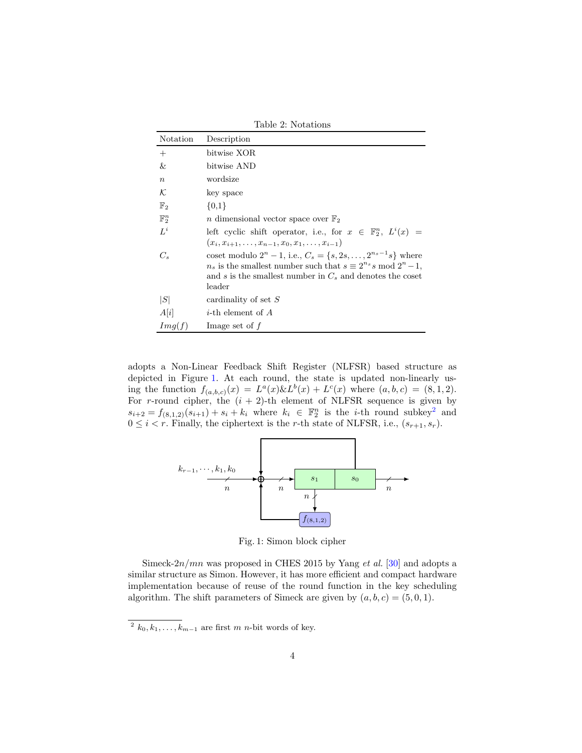Table 2: Notations

| Notation | Description |
| --- | --- |
| $+$ | bitwise XOR |
| $\&$ | bitwise AND |
| $n$ | wordsize |
| $\mathcal{K}$ | key space |
| $\mathbb{F}_2$ | {0,1} |
| $\mathbb{F}_2^n$ | $n$ dimensional vector space over $\mathbb{F}_2$ |
| $L^i$ | left cyclic shift operator, i.e., for $x \in \mathbb{F}_2^n$, $L^i(x) = (x_i, x_{i+1}, \ldots, x_{n-1}, x_0, x_1, \ldots, x_{i-1})$ |
| $C_s$ | coset modulo $2^n - 1$, i.e., $C_s = \{s, 2s, \ldots, 2^{n_s-1}s\}$ where $n_s$ is the smallest number such that $s \equiv 2^{n_s}s \bmod 2^n - 1$, and $s$ is the smallest number in $C_s$ and denotes the coset leader |
| $\lvert S \rvert$ | cardinality of set $S$ |
| $A[i]$ | $i$-th element of $A$ |
| $Img(f)$ | Image set of $f$ |

adopts a Non-Linear Feedback Shift Register (NLFSR) based structure as depicted in Figure 1. At each round, the state is updated non-linearly using the function $f_{(a,b,c)}(x) = L^a(x)\&L^b(x) + L^c(x)$ where $(a, b, c) = (8, 1, 2)$. For $r$-round cipher, the $(i + 2)$-th element of NLFSR sequence is given by $s_{i+2} = f_{(8,1,2)}(s_{i+1}) + s_i + k_i$ where $k_i \in \mathbb{F}_2^n$ is the $i$-th round subkey[2] and $0 \le i < r$. Finally, the ciphertext is the $r$-th state of NLFSR, i.e., $(s_{r+1}, s_r)$.

Fig. 1: Simon block cipher

Simeck-$2n/mn$ was proposed in CHES 2015 by Yang *et al.* [30] and adopts a similar structure as Simon. However, it has more efficient and compact hardware implementation because of reuse of the round function in the key scheduling algorithm. The shift parameters of Simeck are given by $(a, b, c) = (5, 0, 1)$.

[2] $k_0, k_1, \ldots, k_{m-1}$ are first $m$ $n$-bit words of key.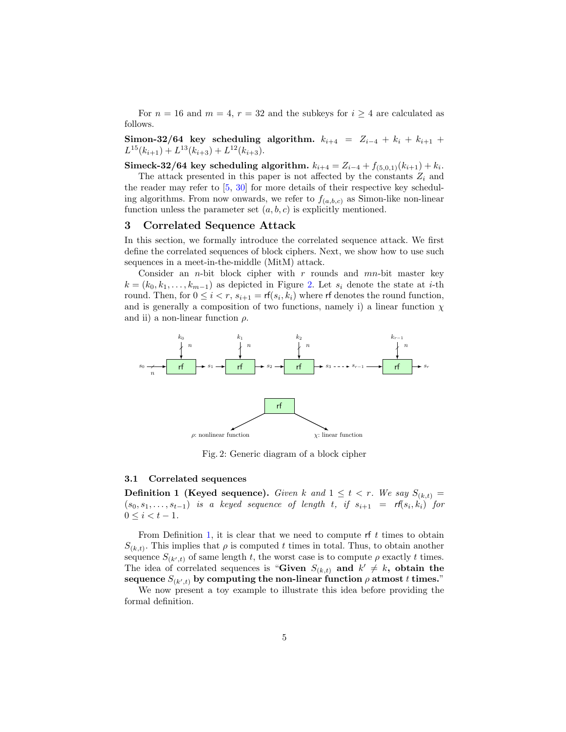For $n = 16$ and $m = 4$, $r = 32$ and the subkeys for $i \geq 4$ are calculated as follows.

**Simon-32/64 key scheduling algorithm.** $k_{i+4} = Z_{i-4} + k_i + k_{i+1} + L^{15}(k_{i+1}) + L^{13}(k_{i+3}) + L^{12}(k_{i+3})$.

**Simeck-32/64 key scheduling algorithm.** $k_{i+4} = Z_{i-4} + f_{(5,0,1)}(k_{i+1}) + k_i$.

The attack presented in this paper is not affected by the constants $Z_i$ and the reader may refer to [5, 30] for more details of their respective key scheduling algorithms. From now onwards, we refer to $f_{(a,b,c)}$ as Simon-like non-linear function unless the parameter set $(a, b, c)$ is explicitly mentioned.

## 3 Correlated Sequence Attack

In this section, we formally introduce the correlated sequence attack. We first define the correlated sequences of block ciphers. Next, we show how to use such sequences in a meet-in-the-middle (MitM) attack.

Consider an $n$-bit block cipher with $r$ rounds and $mn$-bit master key $k = (k_0, k_1, \ldots, k_{m-1})$ as depicted in Figure 2. Let $s_i$ denote the state at $i$-th round. Then, for $0 \leq i < r$, $s_{i+1} = \mathsf{rf}(s_i, k_i)$ where $\mathsf{rf}$ denotes the round function, and is generally a composition of two functions, namely i) a linear function $\chi$ and ii) a non-linear function $\rho$.

Fig. 2: Generic diagram of a block cipher

### 3.1 Correlated sequences

**Definition 1 (Keyed sequence).** *Given $k$ and $1 \leq t < r$. We say $S_{(k,t)} = (s_0, s_1, \ldots, s_{t-1})$ is a keyed sequence of length $t$, if $s_{i+1} = \mathsf{rf}(s_i, k_i)$ for $0 \leq i < t - 1$.*

From Definition 1, it is clear that we need to compute $\mathsf{rf}$ $t$ times to obtain $S_{(k,t)}$. This implies that $\rho$ is computed $t$ times in total. Thus, to obtain another sequence $S_{(k',t)}$ of same length $t$, the worst case is to compute $\rho$ exactly $t$ times. The idea of correlated sequences is "**Given $S_{(k,t)}$ and $k' \neq k$, obtain the sequence $S_{(k',t)}$ by computing the non-linear function $\rho$ atmost $t$ times.**"

We now present a toy example to illustrate this idea before providing the formal definition.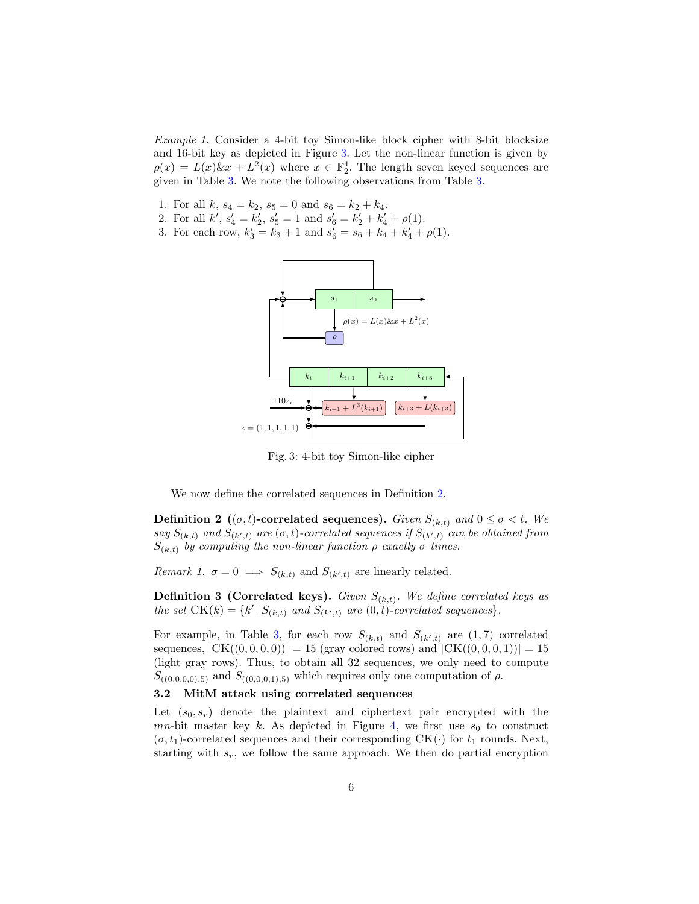*Example 1.* Consider a 4-bit toy Simon-like block cipher with 8-bit blocksize and 16-bit key as depicted in Figure 3. Let the non-linear function is given by $\rho(x) = L(x)\&x + L^2(x)$ where $x \in \mathbb{F}_2^4$. The length seven keyed sequences are given in Table 3. We note the following observations from Table 3.

1. For all $k$, $s_4 = k_2$, $s_5 = 0$ and $s_6 = k_2 + k_4$.
2. For all $k'$, $s'_4 = k'_2$, $s'_5 = 1$ and $s'_6 = k'_2 + k'_4 + \rho(1)$.
3. For each row, $k'_3 = k_3 + 1$ and $s'_6 = s_6 + k_4 + k'_4 + \rho(1)$.

Fig. 3: 4-bit toy Simon-like cipher

We now define the correlated sequences in Definition 2.

**Definition 2 ($(\sigma, t)$-correlated sequences).** *Given $S_{(k,t)}$ and $0 \leq \sigma < t$. We say $S_{(k,t)}$ and $S_{(k',t)}$ are $(\sigma, t)$-correlated sequences if $S_{(k',t)}$ can be obtained from $S_{(k,t)}$ by computing the non-linear function $\rho$ exactly $\sigma$ times.*

*Remark 1.* $\sigma = 0 \implies S_{(k,t)}$ and $S_{(k',t)}$ are linearly related.

**Definition 3 (Correlated keys).** *Given $S_{(k,t)}$. We define correlated keys as the set $\mathrm{CK}(k) = \{k' \mid S_{(k,t)}$ and $S_{(k',t)}$ are $(0,t)$-correlated sequences$\}$.*

For example, in Table 3, for each row $S_{(k,t)}$ and $S_{(k',t)}$ are $(1, 7)$ correlated sequences, $|\mathrm{CK}((0, 0, 0, 0))| = 15$ (gray colored rows) and $|\mathrm{CK}((0, 0, 0, 1))| = 15$ (light gray rows). Thus, to obtain all 32 sequences, we only need to compute $S_{((0,0,0,0),5)}$ and $S_{((0,0,0,1),5)}$ which requires only one computation of $\rho$.

### 3.2 MitM attack using correlated sequences

Let $(s_0, s_r)$ denote the plaintext and ciphertext pair encrypted with the $mn$-bit master key $k$. As depicted in Figure 4, we first use $s_0$ to construct $(\sigma, t_1)$-correlated sequences and their corresponding $\mathrm{CK}(\cdot)$ for $t_1$ rounds. Next, starting with $s_r$, we follow the same approach. We then do partial encryption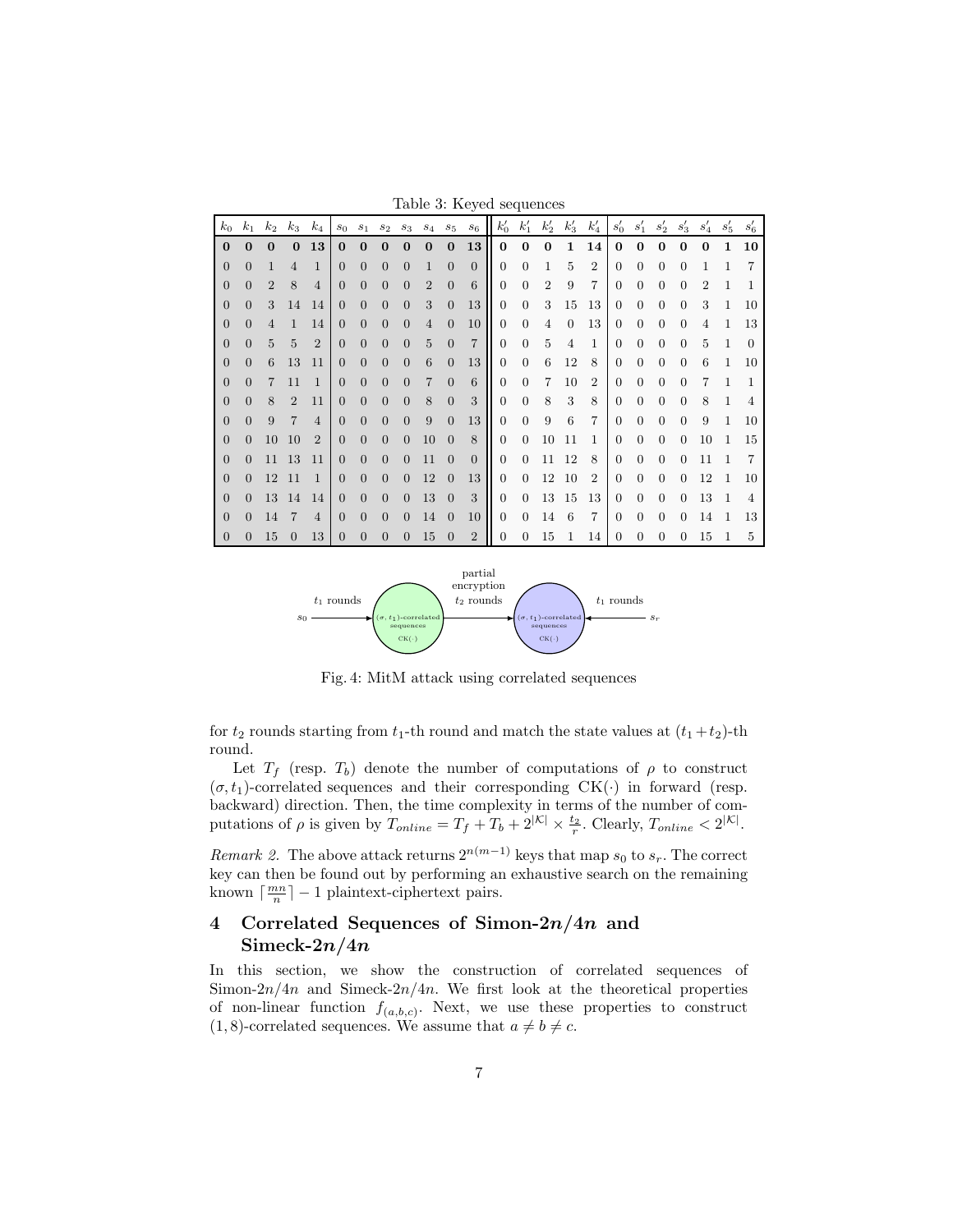Table 3: Keyed sequences

| $k_0$ | $k_1$ | $k_2$ | $k_3$ | $k_4$ | $s_0$ | $s_1$ | $s_2$ | $s_3$ | $s_4$ | $s_5$ | $s_6$ | $k'_0$ | $k'_1$ | $k'_2$ | $k'_3$ | $k'_4$ | $s'_0$ | $s'_1$ | $s'_2$ | $s'_3$ | $s'_4$ | $s'_5$ | $s'_6$ |
|---|---|---|---|---|---|---|---|---|---|---|---|---|---|---|---|---|---|---|---|---|---|---|---|
| **0** | **0** | **0** | **0** | **13** | **0** | **0** | **0** | **0** | **0** | **0** | **13** | **0** | **0** | **0** | **1** | **14** | **0** | **0** | **0** | **0** | **0** | **1** | **10** |
| 0 | 0 | 1 | 4 | 1 | 0 | 0 | 0 | 0 | 1 | 0 | 0 | 0 | 0 | 1 | 5 | 2 | 0 | 0 | 0 | 0 | 1 | 1 | 7 |
| 0 | 0 | 2 | 8 | 4 | 0 | 0 | 0 | 0 | 2 | 0 | 6 | 0 | 0 | 2 | 9 | 7 | 0 | 0 | 0 | 0 | 2 | 1 | 1 |
| 0 | 0 | 3 | 14 | 14 | 0 | 0 | 0 | 0 | 3 | 0 | 13 | 0 | 0 | 3 | 15 | 13 | 0 | 0 | 0 | 0 | 3 | 1 | 10 |
| 0 | 0 | 4 | 1 | 14 | 0 | 0 | 0 | 0 | 4 | 0 | 10 | 0 | 0 | 4 | 0 | 13 | 0 | 0 | 0 | 0 | 4 | 1 | 13 |
| 0 | 0 | 5 | 5 | 2 | 0 | 0 | 0 | 0 | 5 | 0 | 7 | 0 | 0 | 5 | 4 | 1 | 0 | 0 | 0 | 0 | 5 | 1 | 0 |
| 0 | 0 | 6 | 13 | 11 | 0 | 0 | 0 | 0 | 6 | 0 | 13 | 0 | 0 | 6 | 12 | 8 | 0 | 0 | 0 | 0 | 6 | 1 | 10 |
| 0 | 0 | 7 | 11 | 1 | 0 | 0 | 0 | 0 | 7 | 0 | 6 | 0 | 0 | 7 | 10 | 2 | 0 | 0 | 0 | 0 | 7 | 1 | 1 |
| 0 | 0 | 8 | 2 | 11 | 0 | 0 | 0 | 0 | 8 | 0 | 3 | 0 | 0 | 8 | 3 | 8 | 0 | 0 | 0 | 0 | 8 | 1 | 4 |
| 0 | 0 | 9 | 7 | 4 | 0 | 0 | 0 | 0 | 9 | 0 | 13 | 0 | 0 | 9 | 6 | 7 | 0 | 0 | 0 | 0 | 9 | 1 | 10 |
| 0 | 0 | 10 | 10 | 2 | 0 | 0 | 0 | 0 | 10 | 0 | 8 | 0 | 0 | 10 | 11 | 1 | 0 | 0 | 0 | 0 | 10 | 1 | 15 |
| 0 | 0 | 11 | 13 | 11 | 0 | 0 | 0 | 0 | 11 | 0 | 0 | 0 | 0 | 11 | 12 | 8 | 0 | 0 | 0 | 0 | 11 | 1 | 7 |
| 0 | 0 | 12 | 11 | 1 | 0 | 0 | 0 | 0 | 12 | 0 | 13 | 0 | 0 | 12 | 10 | 2 | 0 | 0 | 0 | 0 | 12 | 1 | 10 |
| 0 | 0 | 13 | 14 | 14 | 0 | 0 | 0 | 0 | 13 | 0 | 3 | 0 | 0 | 13 | 15 | 13 | 0 | 0 | 0 | 0 | 13 | 1 | 4 |
| 0 | 0 | 14 | 7 | 4 | 0 | 0 | 0 | 0 | 14 | 0 | 10 | 0 | 0 | 14 | 6 | 7 | 0 | 0 | 0 | 0 | 14 | 1 | 13 |
| 0 | 0 | 15 | 0 | 13 | 0 | 0 | 0 | 0 | 15 | 0 | 2 | 0 | 0 | 15 | 1 | 14 | 0 | 0 | 0 | 0 | 15 | 1 | 5 |

Fig. 4: MitM attack using correlated sequences

for $t_2$ rounds starting from $t_1$-th round and match the state values at $(t_1 + t_2)$-th round.

Let $T_f$ (resp. $T_b$) denote the number of computations of $\rho$ to construct $(\sigma, t_1)$-correlated sequences and their corresponding $\mathrm{CK}(\cdot)$ in forward (resp. backward) direction. Then, the time complexity in terms of the number of computations of $\rho$ is given by $T_{online} = T_f + T_b + 2^{|\mathcal{K}|} \times \frac{t_2}{r}$. Clearly, $T_{online} < 2^{|\mathcal{K}|}$.

*Remark 2.* The above attack returns $2^{n(m-1)}$ keys that map $s_0$ to $s_r$. The correct key can then be found out by performing an exhaustive search on the remaining known $\lceil \frac{mn}{n} \rceil - 1$ plaintext-ciphertext pairs.

## 4 Correlated Sequences of Simon-2$n$/4$n$ and Simeck-2$n$/4$n$

In this section, we show the construction of correlated sequences of Simon-$2n/4n$ and Simeck-$2n/4n$. We first look at the theoretical properties of non-linear function $f_{(a,b,c)}$. Next, we use these properties to construct $(1, 8)$-correlated sequences. We assume that $a \neq b \neq c$.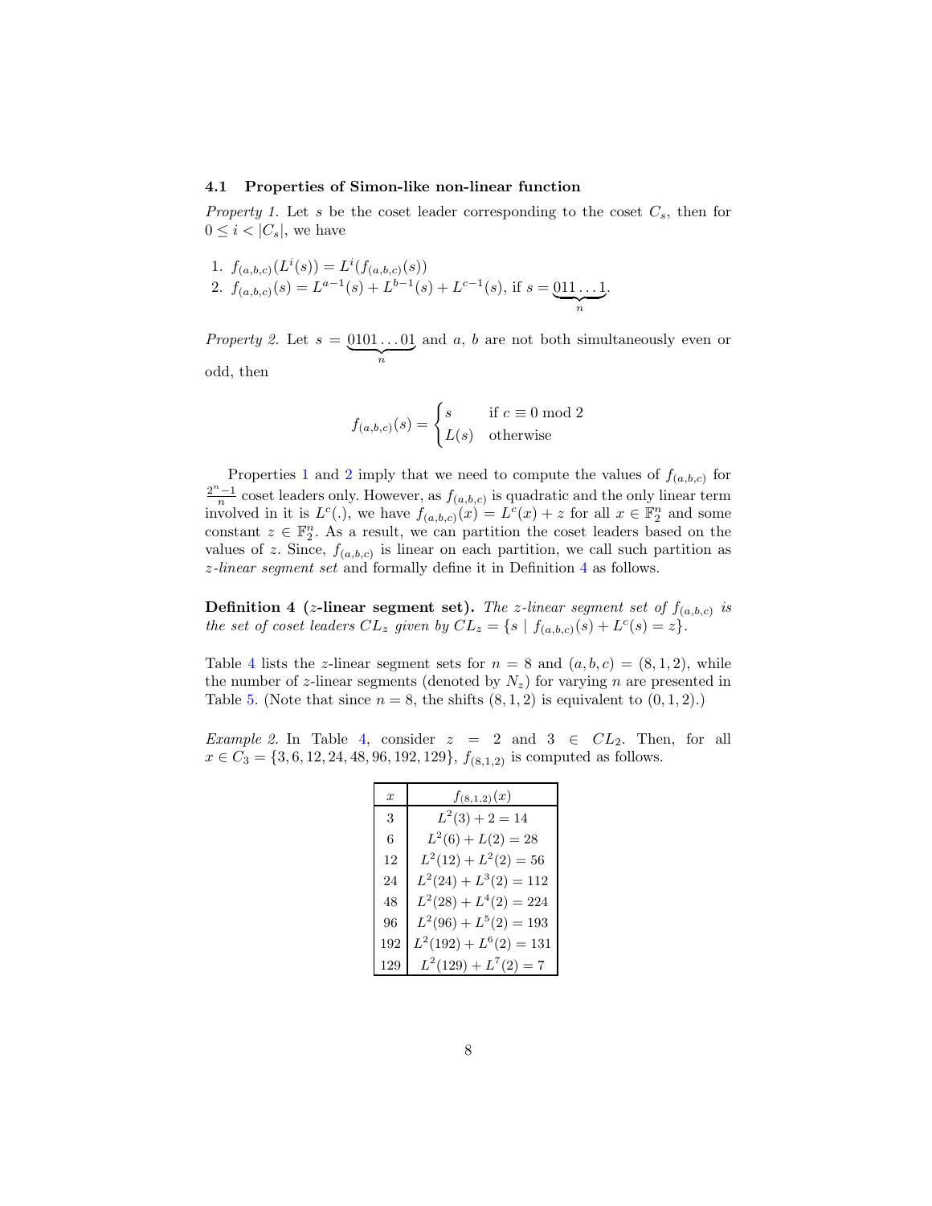### 4.1 Properties of Simon-like non-linear function

*Property 1.* Let $s$ be the coset leader corresponding to the coset $C_s$, then for $0 \leq i < |C_s|$, we have

1. $f_{(a,b,c)}(L^i(s)) = L^i(f_{(a,b,c)}(s))$
2. $f_{(a,b,c)}(s) = L^{a-1}(s) + L^{b-1}(s) + L^{c-1}(s)$, if $s = \underbrace{011\ldots1}_{n}$.

*Property 2.* Let $s = \underbrace{0101\ldots01}_{n}$ and $a$, $b$ are not both simultaneously even or odd, then

$$f_{(a,b,c)}(s) = \begin{cases} s & \text{if } c \equiv 0 \bmod 2 \\ L(s) & \text{otherwise} \end{cases}$$

Properties 1 and 2 imply that we need to compute the values of $f_{(a,b,c)}$ for $\frac{2^n-1}{n}$ coset leaders only. However, as $f_{(a,b,c)}$ is quadratic and the only linear term involved in it is $L^c(.)$, we have $f_{(a,b,c)}(x) = L^c(x) + z$ for all $x \in \mathbb{F}_2^n$ and some constant $z \in \mathbb{F}_2^n$. As a result, we can partition the coset leaders based on the values of $z$. Since, $f_{(a,b,c)}$ is linear on each partition, we call such partition as *z-linear segment set* and formally define it in Definition 4 as follows.

**Definition 4 ($z$-linear segment set).** *The $z$-linear segment set of $f_{(a,b,c)}$ is the set of coset leaders $CL_z$ given by $CL_z = \{s \mid f_{(a,b,c)}(s) + L^c(s) = z\}$.*

Table 4 lists the $z$-linear segment sets for $n = 8$ and $(a, b, c) = (8, 1, 2)$, while the number of $z$-linear segments (denoted by $N_z$) for varying $n$ are presented in Table 5. (Note that since $n = 8$, the shifts $(8, 1, 2)$ is equivalent to $(0, 1, 2)$.)

*Example 2.* In Table 4, consider $z = 2$ and $3 \in CL_2$. Then, for all $x \in C_3 = \{3, 6, 12, 24, 48, 96, 192, 129\}$, $f_{(8,1,2)}$ is computed as follows.

| $x$ | $f_{(8,1,2)}(x)$ |
|---|---|
| 3 | $L^2(3) + 2 = 14$ |
| 6 | $L^2(6) + L(2) = 28$ |
| 12 | $L^2(12) + L^2(2) = 56$ |
| 24 | $L^2(24) + L^3(2) = 112$ |
| 48 | $L^2(28) + L^4(2) = 224$ |
| 96 | $L^2(96) + L^5(2) = 193$ |
| 192 | $L^2(192) + L^6(2) = 131$ |
| 129 | $L^2(129) + L^7(2) = 7$ |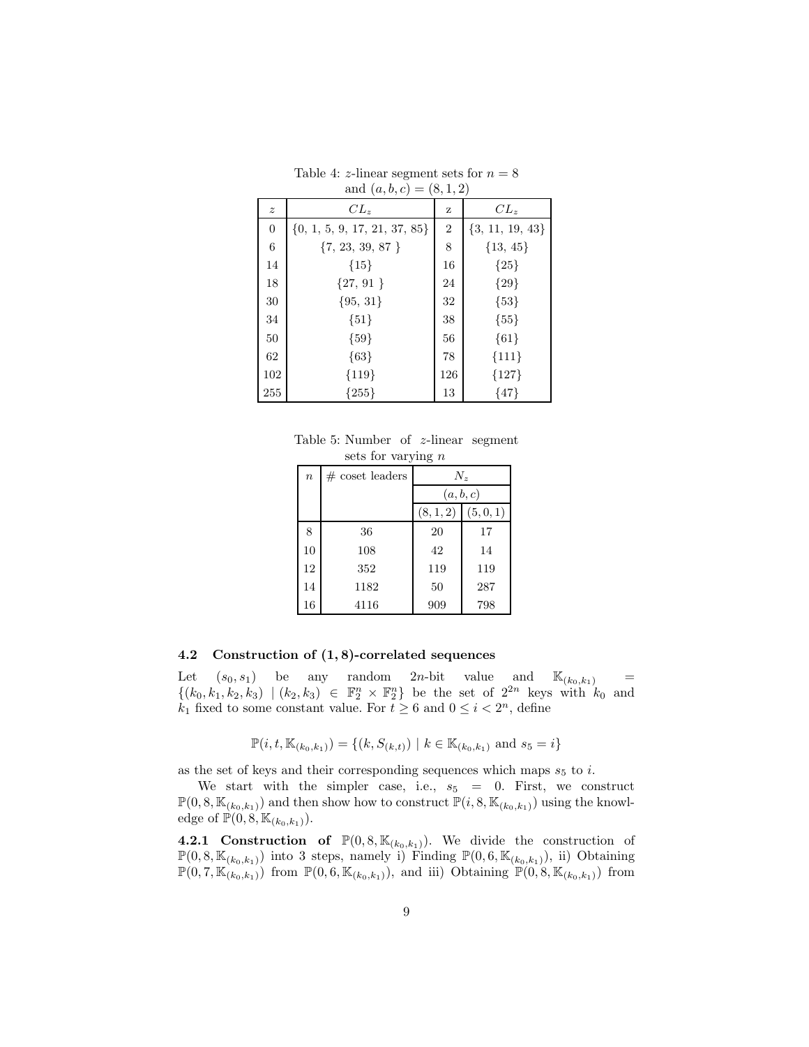Table 4: $z$-linear segment sets for $n = 8$ and $(a, b, c) = (8, 1, 2)$

| $z$ | $CL_z$ | z | $CL_z$ |
|---|---|---|---|
| 0 | {0, 1, 5, 9, 17, 21, 37, 85} | 2 | {3, 11, 19, 43} |
| 6 | {7, 23, 39, 87 } | 8 | {13, 45} |
| 14 | {15} | 16 | {25} |
| 18 | {27, 91 } | 24 | {29} |
| 30 | {95, 31} | 32 | {53} |
| 34 | {51} | 38 | {55} |
| 50 | {59} | 56 | {61} |
| 62 | {63} | 78 | {111} |
| 102 | {119} | 126 | {127} |
| 255 | {255} | 13 | {47} |

Table 5: Number of $z$-linear segment sets for varying $n$

| $n$ | # coset leaders | $N_z$ | |
|---|---|---|---|
| | | $(a, b, c)$ | |
| | | $(8, 1, 2)$ | $(5, 0, 1)$ |
| 8 | 36 | 20 | 17 |
| 10 | 108 | 42 | 14 |
| 12 | 352 | 119 | 119 |
| 14 | 1182 | 50 | 287 |
| 16 | 4116 | 909 | 798 |

### 4.2 Construction of (1, 8)-correlated sequences

Let $(s_0, s_1)$ be any random $2n$-bit value and $\mathbb{K}_{(k_0,k_1)} = \{(k_0, k_1, k_2, k_3) \mid (k_2, k_3) \in \mathbb{F}_2^n \times \mathbb{F}_2^n\}$ be the set of $2^{2n}$ keys with $k_0$ and $k_1$ fixed to some constant value. For $t \geq 6$ and $0 \leq i < 2^n$, define

$$\mathbb{P}(i, t, \mathbb{K}_{(k_0,k_1)}) = \{(k, S_{(k,t)}) \mid k \in \mathbb{K}_{(k_0,k_1)} \text{ and } s_5 = i\}$$

as the set of keys and their corresponding sequences which maps $s_5$ to $i$.

We start with the simpler case, i.e., $s_5 = 0$. First, we construct $\mathbb{P}(0, 8, \mathbb{K}_{(k_0,k_1)})$ and then show how to construct $\mathbb{P}(i, 8, \mathbb{K}_{(k_0,k_1)})$ using the knowledge of $\mathbb{P}(0, 8, \mathbb{K}_{(k_0,k_1)})$.

**4.2.1 Construction of $\mathbb{P}(0, 8, \mathbb{K}_{(k_0,k_1)})$.** We divide the construction of $\mathbb{P}(0, 8, \mathbb{K}_{(k_0,k_1)})$ into 3 steps, namely i) Finding $\mathbb{P}(0, 6, \mathbb{K}_{(k_0,k_1)})$, ii) Obtaining $\mathbb{P}(0, 7, \mathbb{K}_{(k_0,k_1)})$ from $\mathbb{P}(0, 6, \mathbb{K}_{(k_0,k_1)})$, and iii) Obtaining $\mathbb{P}(0, 8, \mathbb{K}_{(k_0,k_1)})$ from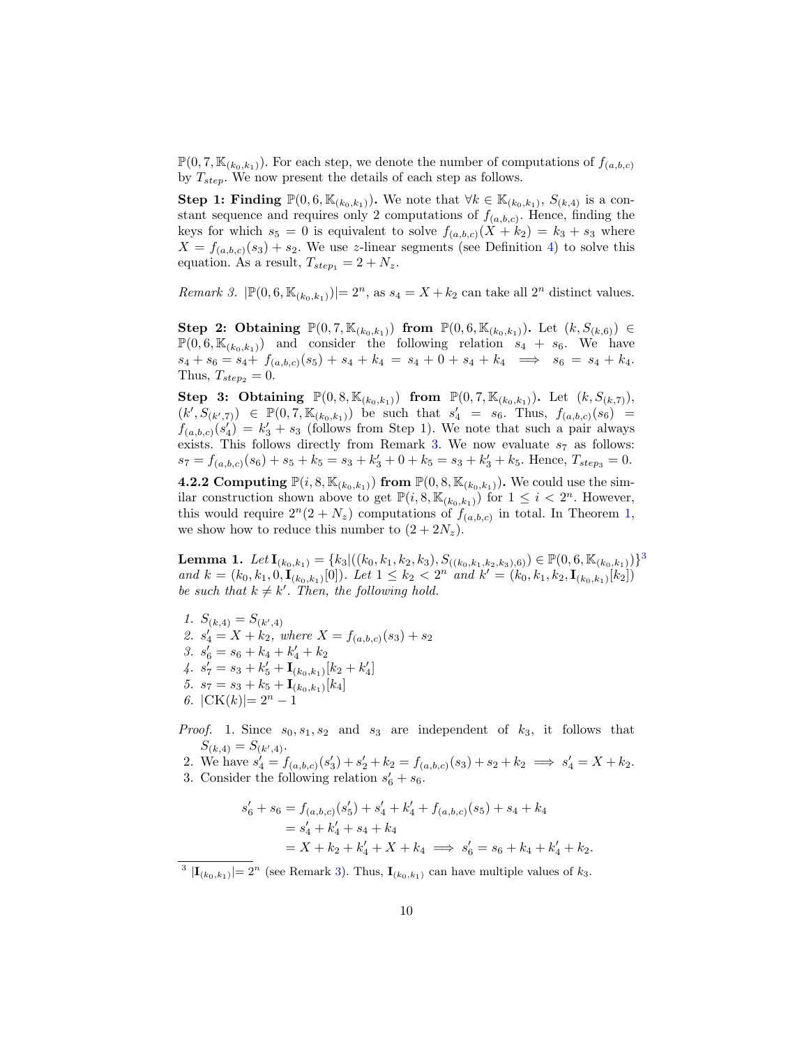$\mathbb{P}(0, 7, \mathbb{K}_{(k_0,k_1)})$. For each step, we denote the number of computations of $f_{(a,b,c)}$ by $T_{step}$. We now present the details of each step as follows.

**Step 1: Finding $\mathbb{P}(0, 6, \mathbb{K}_{(k_0,k_1)})$.** We note that $\forall k \in \mathbb{K}_{(k_0,k_1)}$, $S_{(k,4)}$ is a constant sequence and requires only 2 computations of $f_{(a,b,c)}$. Hence, finding the keys for which $s_5 = 0$ is equivalent to solve $f_{(a,b,c)}(X + k_2) = k_3 + s_3$ where $X = f_{(a,b,c)}(s_3) + s_2$. We use $z$-linear segments (see Definition 4) to solve this equation. As a result, $T_{step_1} = 2 + N_z$.

*Remark 3.* $|\mathbb{P}(0, 6, \mathbb{K}_{(k_0,k_1)})| = 2^n$, as $s_4 = X + k_2$ can take all $2^n$ distinct values.

**Step 2: Obtaining $\mathbb{P}(0, 7, \mathbb{K}_{(k_0,k_1)})$ from $\mathbb{P}(0, 6, \mathbb{K}_{(k_0,k_1)})$.** Let $(k, S_{(k,6)}) \in \mathbb{P}(0, 6, \mathbb{K}_{(k_0,k_1)})$ and consider the following relation $s_4 + s_6$. We have $s_4 + s_6 = s_4 + f_{(a,b,c)}(s_5) + s_4 + k_4 = s_4 + 0 + s_4 + k_4 \implies s_6 = s_4 + k_4$. Thus, $T_{step_2} = 0$.

**Step 3: Obtaining $\mathbb{P}(0, 8, \mathbb{K}_{(k_0,k_1)})$ from $\mathbb{P}(0, 7, \mathbb{K}_{(k_0,k_1)})$.** Let $(k, S_{(k,7)})$, $(k', S_{(k',7)}) \in \mathbb{P}(0, 7, \mathbb{K}_{(k_0,k_1)})$ be such that $s'_4 = s_6$. Thus, $f_{(a,b,c)}(s_6) = f_{(a,b,c)}(s'_4) = k'_3 + s_3$ (follows from Step 1). We note that such a pair always exists. This follows directly from Remark 3. We now evaluate $s_7$ as follows: $s_7 = f_{(a,b,c)}(s_6) + s_5 + k_5 = s_3 + k'_3 + 0 + k_5 = s_3 + k'_3 + k_5$. Hence, $T_{step_3} = 0$.

**4.2.2 Computing $\mathbb{P}(i, 8, \mathbb{K}_{(k_0,k_1)})$ from $\mathbb{P}(0, 8, \mathbb{K}_{(k_0,k_1)})$.** We could use the similar construction shown above to get $\mathbb{P}(i, 8, \mathbb{K}_{(k_0,k_1)})$ for $1 \leq i < 2^n$. However, this would require $2^n(2 + N_z)$ computations of $f_{(a,b,c)}$ in total. In Theorem 1, we show how to reduce this number to $(2 + 2N_z)$.

**Lemma 1.** *Let $\mathbf{I}_{(k_0,k_1)} = \{k_3 | ((k_0, k_1, k_2, k_3), S_{((k_0,k_1,k_2,k_3),6)}) \in \mathbb{P}(0, 6, \mathbb{K}_{(k_0,k_1)})\}$*[3] *and $k = (k_0, k_1, 0, \mathbf{I}_{(k_0,k_1)}[0])$. Let $1 \leq k_2 < 2^n$ and $k' = (k_0, k_1, k_2, \mathbf{I}_{(k_0,k_1)}[k_2])$ be such that $k \neq k'$. Then, the following hold.*

1. *$S_{(k,4)} = S_{(k',4)}$*
2. *$s'_4 = X + k_2$, where $X = f_{(a,b,c)}(s_3) + s_2$*
3. *$s'_6 = s_6 + k_4 + k'_4 + k_2$*
4. *$s'_7 = s_3 + k'_5 + \mathbf{I}_{(k_0,k_1)}[k_2 + k'_4]$*
5. *$s_7 = s_3 + k_5 + \mathbf{I}_{(k_0,k_1)}[k_4]$*
6. *$|\mathrm{CK}(k)| = 2^n - 1$*

*Proof.* 1. Since $s_0, s_1, s_2$ and $s_3$ are independent of $k_3$, it follows that $S_{(k,4)} = S_{(k',4)}$.
2. We have $s'_4 = f_{(a,b,c)}(s'_3) + s'_2 + k_2 = f_{(a,b,c)}(s_3) + s_2 + k_2 \implies s'_4 = X + k_2$.
3. Consider the following relation $s'_6 + s_6$.

$$
\begin{aligned}
s'_6 + s_6 &= f_{(a,b,c)}(s'_5) + s'_4 + k'_4 + f_{(a,b,c)}(s_5) + s_4 + k_4 \\
&= s'_4 + k'_4 + s_4 + k_4 \\
&= X + k_2 + k'_4 + X + k_4 \implies s'_6 = s_6 + k_4 + k'_4 + k_2.
\end{aligned}
$$

[3] $|\mathbf{I}_{(k_0,k_1)}| = 2^n$ (see Remark 3). Thus, $\mathbf{I}_{(k_0,k_1)}$ can have multiple values of $k_3$.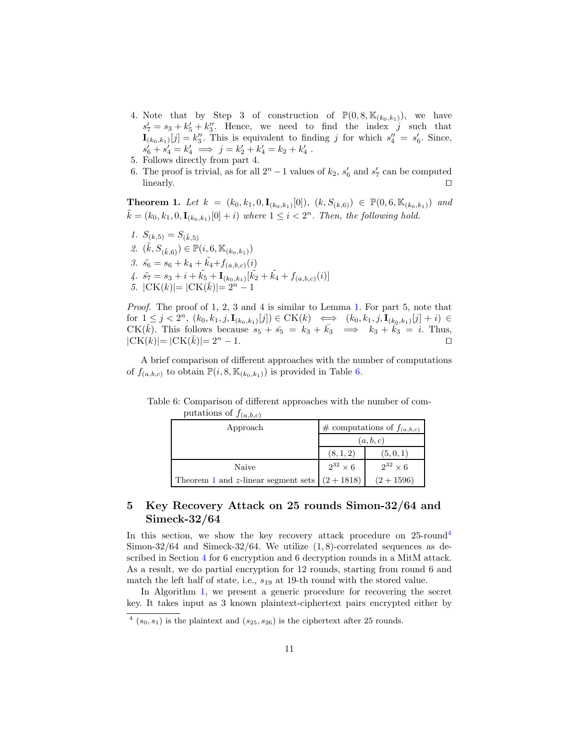4. Note that by Step 3 of construction of $\mathbb{P}(0, 8, \mathbb{K}_{(k_0,k_1)})$, we have $s'_7 = s_3 + k'_5 + k''_3$. Hence, we need to find the index $j$ such that $\mathbf{I}_{(k_0,k_1)}[j] = k''_3$. This is equivalent to finding $j$ for which $s''_4 = s'_6$. Since, $s'_6 + s'_4 = k'_4 \implies j = k'_2 + k'_4 = k_2 + k'_4$ .
5. Follows directly from part 4.
6. The proof is trivial, as for all $2^n - 1$ values of $k_2$, $s'_6$ and $s'_7$ can be computed linearly. $\square$

**Theorem 1.** *Let* $k = (k_0, k_1, 0, \mathbf{I}_{(k_0,k_1)}[0])$, $(k, S_{(k,6)}) \in \mathbb{P}(0, 6, \mathbb{K}_{(k_0,k_1)})$ *and* $\tilde{k} = (k_0, k_1, 0, \mathbf{I}_{(k_0,k_1)}[0] + i)$ *where* $1 \leq i < 2^n$*. Then, the following hold.*

1. $S_{(k,5)} = S_{(\tilde{k},5)}$
2. $(\tilde{k}, S_{(\tilde{k},6)}) \in \mathbb{P}(i, 6, \mathbb{K}_{(k_0,k_1)})$
3. $\tilde{s_6} = s_6 + k_4 + \tilde{k_4} + f_{(a,b,c)}(i)$
4. $\tilde{s_7} = s_3 + i + \tilde{k_5} + \mathbf{I}_{(k_0,k_1)}[\tilde{k_2} + \tilde{k_4} + f_{(a,b,c)}(i)]$
5. $|\mathrm{CK}(k)| = |\mathrm{CK}(\bar{k})| = 2^n - 1$

*Proof.* The proof of 1, 2, 3 and 4 is similar to Lemma 1. For part 5, note that for $1 \leq j < 2^n$, $(k_0, k_1, j, \mathbf{I}_{(k_0,k_1)}[j]) \in \mathrm{CK}(k) \iff (k_0, k_1, j, \mathbf{I}_{(k_0,k_1)}[j] + i) \in \mathrm{CK}(\bar{k})$. This follows because $s_5 + \bar{s_5} = k_3 + \bar{k_3} \implies k_3 + \bar{k_3} = i$. Thus, $|\mathrm{CK}(k)| = |\mathrm{CK}(\bar{k})| = 2^n - 1$. $\square$

A brief comparison of different approaches with the number of computations of $f_{(a,b,c)}$ to obtain $\mathbb{P}(i, 8, \mathbb{K}_{(k_0,k_1)})$ is provided in Table 6.

Table 6: Comparison of different approaches with the number of computations of $f_{(a,b,c)}$

| Approach | # computations of $f_{(a,b,c)}$ | |
|---|---|---|
| | $(a, b, c)$ | |
| | $(8, 1, 2)$ | $(5, 0, 1)$ |
| Naive | $2^{32} \times 6$ | $2^{32} \times 6$ |
| Theorem 1 and $z$-linear segment sets | $(2 + 1818)$ | $(2 + 1596)$ |

## 5 Key Recovery Attack on 25 rounds Simon-32/64 and Simeck-32/64

In this section, we show the key recovery attack procedure on 25-round[4] Simon-32/64 and Simeck-32/64. We utilize $(1, 8)$-correlated sequences as described in Section 4 for 6 encryption and 6 decryption rounds in a MitM attack. As a result, we do partial encryption for 12 rounds, starting from round 6 and match the left half of state, i.e., $s_{19}$ at 19-th round with the stored value.

In Algorithm 1, we present a generic procedure for recovering the secret key. It takes input as 3 known plaintext-ciphertext pairs encrypted either by

[4] $(s_0, s_1)$ is the plaintext and $(s_{25}, s_{26})$ is the ciphertext after 25 rounds.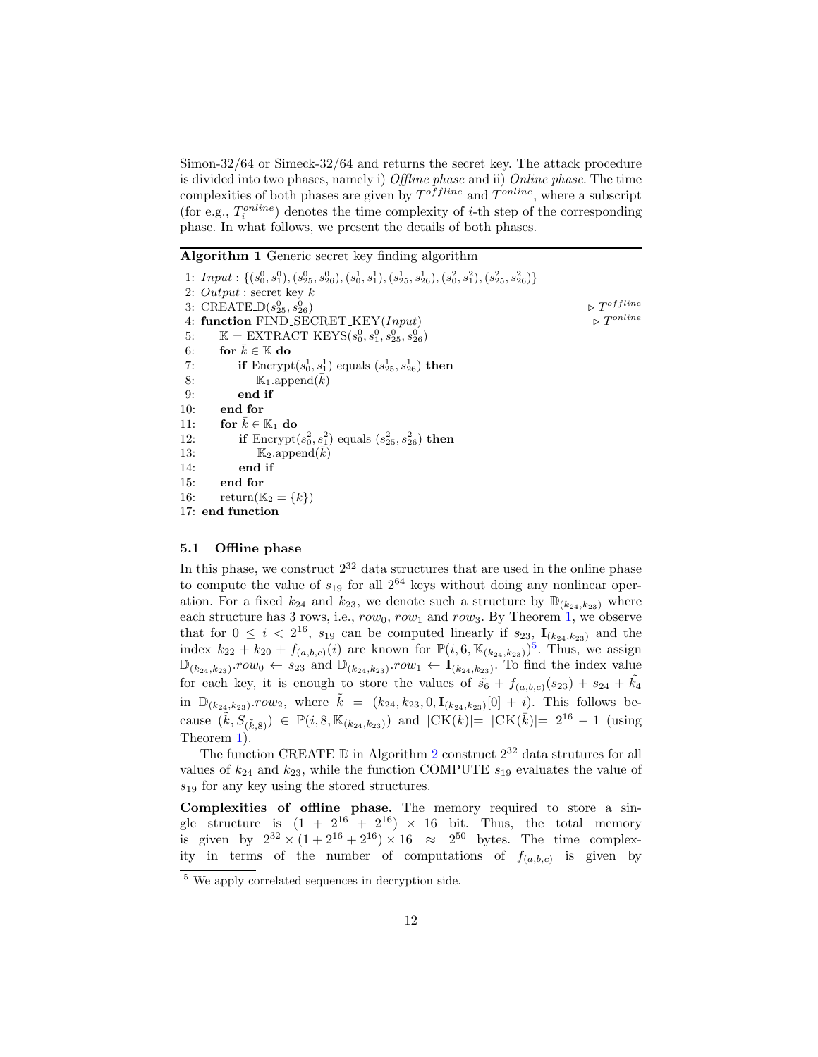Simon-32/64 or Simeck-32/64 and returns the secret key. The attack procedure is divided into two phases, namely i) *Offline phase* and ii) *Online phase*. The time complexities of both phases are given by $T^{offline}$ and $T^{online}$, where a subscript (for e.g., $T_i^{online}$) denotes the time complexity of $i$-th step of the corresponding phase. In what follows, we present the details of both phases.

**Algorithm 1** Generic secret key finding algorithm

```
1: Input : {(s_0^0, s_1^0), (s_25^0, s_26^0), (s_0^1, s_1^1), (s_25^1, s_26^1), (s_0^2, s_1^2), (s_25^2, s_26^2)}
2: Output : secret key k
3: CREATE_D(s_25^0, s_26^0)                                          ▷ T^offline
4: function FIND_SECRET_KEY(Input)                                   ▷ T^online
5:     K = EXTRACT_KEYS(s_0^0, s_1^0, s_25^0, s_26^0)
6:     for k̄ ∈ K do
7:         if Encrypt(s_0^1, s_1^1) equals (s_25^1, s_26^1) then
8:             K_1.append(k̄)
9:         end if
10:    end for
11:    for k̄ ∈ K_1 do
12:        if Encrypt(s_0^2, s_1^2) equals (s_25^2, s_26^2) then
13:            K_2.append(k̄)
14:        end if
15:    end for
16:    return(K_2 = {k})
17: end function
```

### 5.1 Offline phase

In this phase, we construct $2^{32}$ data structures that are used in the online phase to compute the value of $s_{19}$ for all $2^{64}$ keys without doing any nonlinear operation. For a fixed $k_{24}$ and $k_{23}$, we denote such a structure by $\mathbb{D}_{(k_{24},k_{23})}$ where each structure has 3 rows, i.e., $row_0$, $row_1$ and $row_3$. By Theorem 1, we observe that for $0 \leq i < 2^{16}$, $s_{19}$ can be computed linearly if $s_{23}$, $\mathbf{I}_{(k_{24},k_{23})}$ and the index $k_{22} + k_{20} + f_{(a,b,c)}(i)$ are known for $\mathbb{P}(i, 6, \mathbb{K}_{(k_{24},k_{23})})$[5]. Thus, we assign $\mathbb{D}_{(k_{24},k_{23})}.row_0 \leftarrow s_{23}$ and $\mathbb{D}_{(k_{24},k_{23})}.row_1 \leftarrow \mathbf{I}_{(k_{24},k_{23})}$. To find the index value for each key, it is enough to store the values of $\tilde{s_6} + f_{(a,b,c)}(s_{23}) + s_{24} + \tilde{k_4}$ in $\mathbb{D}_{(k_{24},k_{23})}.row_2$, where $\tilde{k} = (k_{24}, k_{23}, 0, \mathbf{I}_{(k_{24},k_{23})}[0] + i)$. This follows because $(\tilde{k}, S_{(\tilde{k},8)}) \in \mathbb{P}(i, 8, \mathbb{K}_{(k_{24},k_{23})})$ and $|\text{CK}(k)| = |\text{CK}(\bar{k})| = 2^{16} - 1$ (using Theorem 1).

The function CREATE_$\mathbb{D}$ in Algorithm 2 construct $2^{32}$ data strutures for all values of $k_{24}$ and $k_{23}$, while the function COMPUTE_$s_{19}$ evaluates the value of $s_{19}$ for any key using the stored structures.

**Complexities of offline phase.** The memory required to store a single structure is $(1 + 2^{16} + 2^{16}) \times 16$ bit. Thus, the total memory is given by $2^{32} \times (1 + 2^{16} + 2^{16}) \times 16 \approx 2^{50}$ bytes. The time complexity in terms of the number of computations of $f_{(a,b,c)}$ is given by

[5] We apply correlated sequences in decryption side.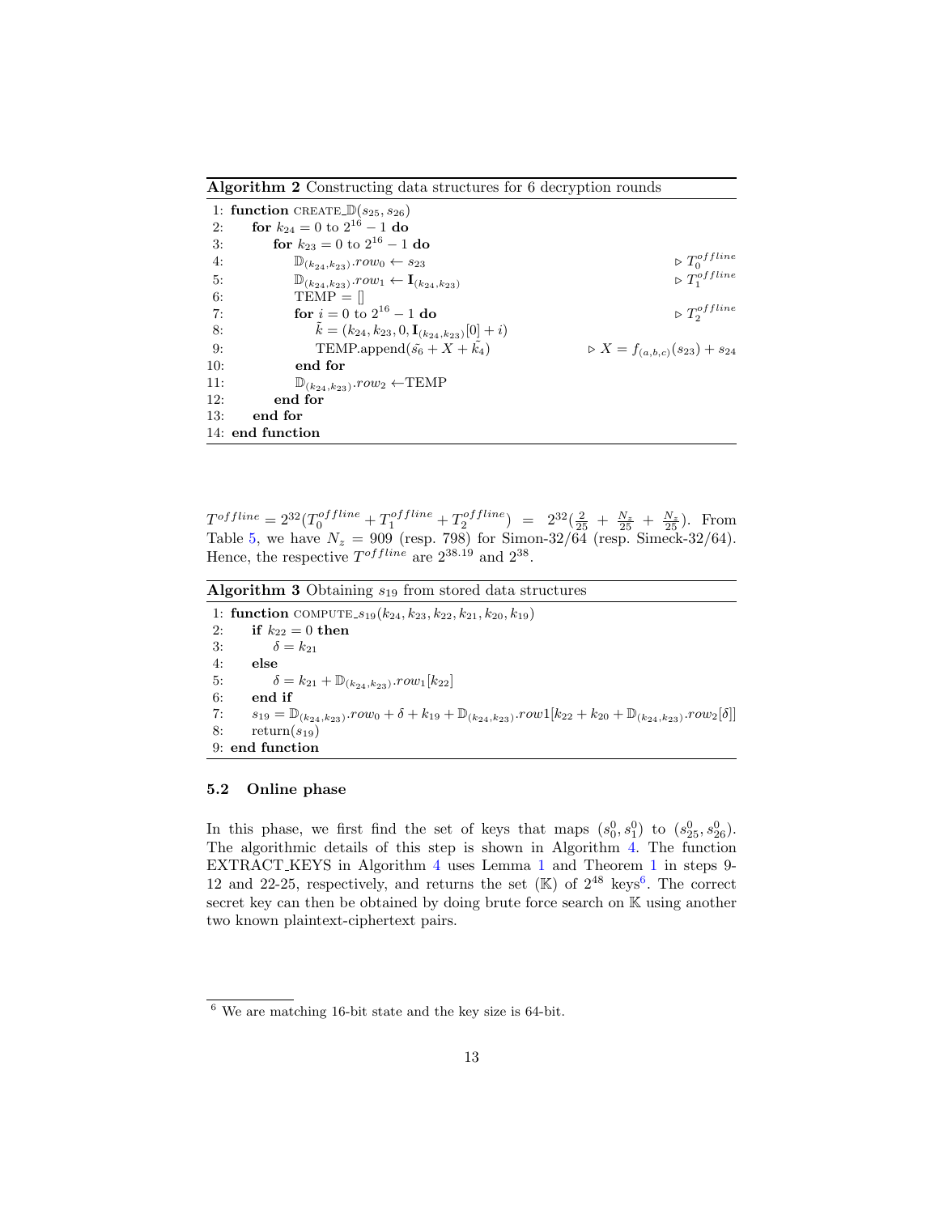**Algorithm 2** Constructing data structures for 6 decryption rounds

```
1: function CREATE_𝔻(s25, s26)
2:   for k24 = 0 to 2^16 − 1 do
3:     for k23 = 0 to 2^16 − 1 do
4:       𝔻(k24,k23).row0 ← s23                                ▷ T0^offline
5:       𝔻(k24,k23).row1 ← I(k24,k23)                         ▷ T1^offline
6:       TEMP = []
7:       for i = 0 to 2^16 − 1 do                             ▷ T2^offline
8:         k̃ = (k24, k23, 0, I(k24,k23)[0] + i)
9:         TEMP.append(s̃6 + X + k̃4)                          ▷ X = f(a,b,c)(s23) + s24
10:      end for
11:      𝔻(k24,k23).row2 ←TEMP
12:    end for
13:  end for
14: end function
```

$T^{offline} = 2^{32}(T_0^{offline} + T_1^{offline} + T_2^{offline}) = 2^{32}(\frac{2}{25} + \frac{N_z}{25} + \frac{N_z}{25})$. From Table 5, we have $N_z = 909$ (resp. 798) for Simon-32/64 (resp. Simeck-32/64). Hence, the respective $T^{offline}$ are $2^{38.19}$ and $2^{38}$.

**Algorithm 3** Obtaining $s_{19}$ from stored data structures

```
1: function COMPUTE_s19(k24, k23, k22, k21, k20, k19)
2:   if k22 = 0 then
3:     δ = k21
4:   else
5:     δ = k21 + 𝔻(k24,k23).row1[k22]
6:   end if
7:   s19 = 𝔻(k24,k23).row0 + δ + k19 + 𝔻(k24,k23).row1[k22 + k20 + 𝔻(k24,k23).row2[δ]]
8:   return(s19)
9: end function
```

### 5.2 Online phase

In this phase, we first find the set of keys that maps $(s_0^0, s_1^0)$ to $(s_{25}^0, s_{26}^0)$. The algorithmic details of this step is shown in Algorithm 4. The function EXTRACT_KEYS in Algorithm 4 uses Lemma 1 and Theorem 1 in steps 9-12 and 22-25, respectively, and returns the set ($\mathbb{K}$) of $2^{48}$ keys[6]. The correct secret key can then be obtained by doing brute force search on $\mathbb{K}$ using another two known plaintext-ciphertext pairs.

---

[6] We are matching 16-bit state and the key size is 64-bit.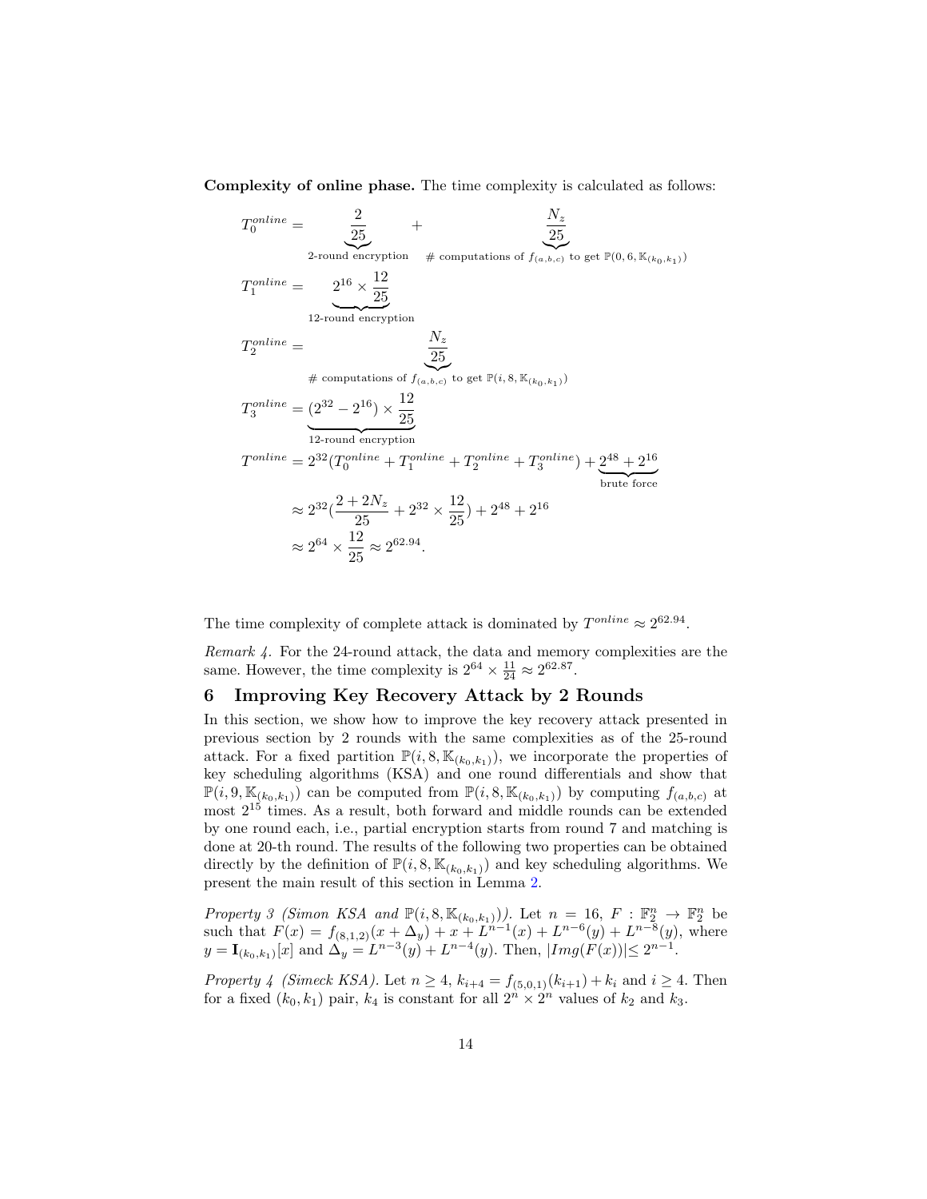**Complexity of online phase.** The time complexity is calculated as follows:

$$
\begin{aligned}
T_0^{online} &= \underbrace{\frac{2}{25}}_{\text{2-round encryption}} + \underbrace{\frac{N_z}{25}}_{\#\text{ computations of } f_{(a,b,c)} \text{ to get } \mathbb{P}(0,6,\mathbb{K}_{(k_0,k_1)})} \\
T_1^{online} &= \underbrace{2^{16} \times \frac{12}{25}}_{\text{12-round encryption}} \\
T_2^{online} &= \underbrace{\frac{N_z}{25}}_{\#\text{ computations of } f_{(a,b,c)} \text{ to get } \mathbb{P}(i,8,\mathbb{K}_{(k_0,k_1)})} \\
T_3^{online} &= \underbrace{(2^{32} - 2^{16}) \times \frac{12}{25}}_{\text{12-round encryption}} \\
T^{online} &= 2^{32}(T_0^{online} + T_1^{online} + T_2^{online} + T_3^{online}) + \underbrace{2^{48} + 2^{16}}_{\text{brute force}} \\
&\approx 2^{32}\left(\frac{2 + 2N_z}{25} + 2^{32} \times \frac{12}{25}\right) + 2^{48} + 2^{16} \\
&\approx 2^{64} \times \frac{12}{25} \approx 2^{62.94}.
\end{aligned}
$$

The time complexity of complete attack is dominated by $T^{online} \approx 2^{62.94}$.

*Remark 4.* For the 24-round attack, the data and memory complexities are the same. However, the time complexity is $2^{64} \times \frac{11}{24} \approx 2^{62.87}$.

## 6 Improving Key Recovery Attack by 2 Rounds

In this section, we show how to improve the key recovery attack presented in previous section by 2 rounds with the same complexities as of the 25-round attack. For a fixed partition $\mathbb{P}(i, 8, \mathbb{K}_{(k_0,k_1)})$, we incorporate the properties of key scheduling algorithms (KSA) and one round differentials and show that $\mathbb{P}(i, 9, \mathbb{K}_{(k_0,k_1)})$ can be computed from $\mathbb{P}(i, 8, \mathbb{K}_{(k_0,k_1)})$ by computing $f_{(a,b,c)}$ at most $2^{15}$ times. As a result, both forward and middle rounds can be extended by one round each, i.e., partial encryption starts from round 7 and matching is done at 20-th round. The results of the following two properties can be obtained directly by the definition of $\mathbb{P}(i, 8, \mathbb{K}_{(k_0,k_1)})$ and key scheduling algorithms. We present the main result of this section in Lemma 2.

*Property 3 (Simon KSA and $\mathbb{P}(i, 8, \mathbb{K}_{(k_0,k_1)})$).* Let $n = 16$, $F : \mathbb{F}_2^n \to \mathbb{F}_2^n$ be such that $F(x) = f_{(8,1,2)}(x + \Delta_y) + x + L^{n-1}(x) + L^{n-6}(y) + L^{n-8}(y)$, where $y = \mathbf{I}_{(k_0,k_1)}[x]$ and $\Delta_y = L^{n-3}(y) + L^{n-4}(y)$. Then, $|Img(F(x))| \leq 2^{n-1}$.

*Property 4 (Simeck KSA).* Let $n \geq 4$, $k_{i+4} = f_{(5,0,1)}(k_{i+1}) + k_i$ and $i \geq 4$. Then for a fixed $(k_0, k_1)$ pair, $k_4$ is constant for all $2^n \times 2^n$ values of $k_2$ and $k_3$.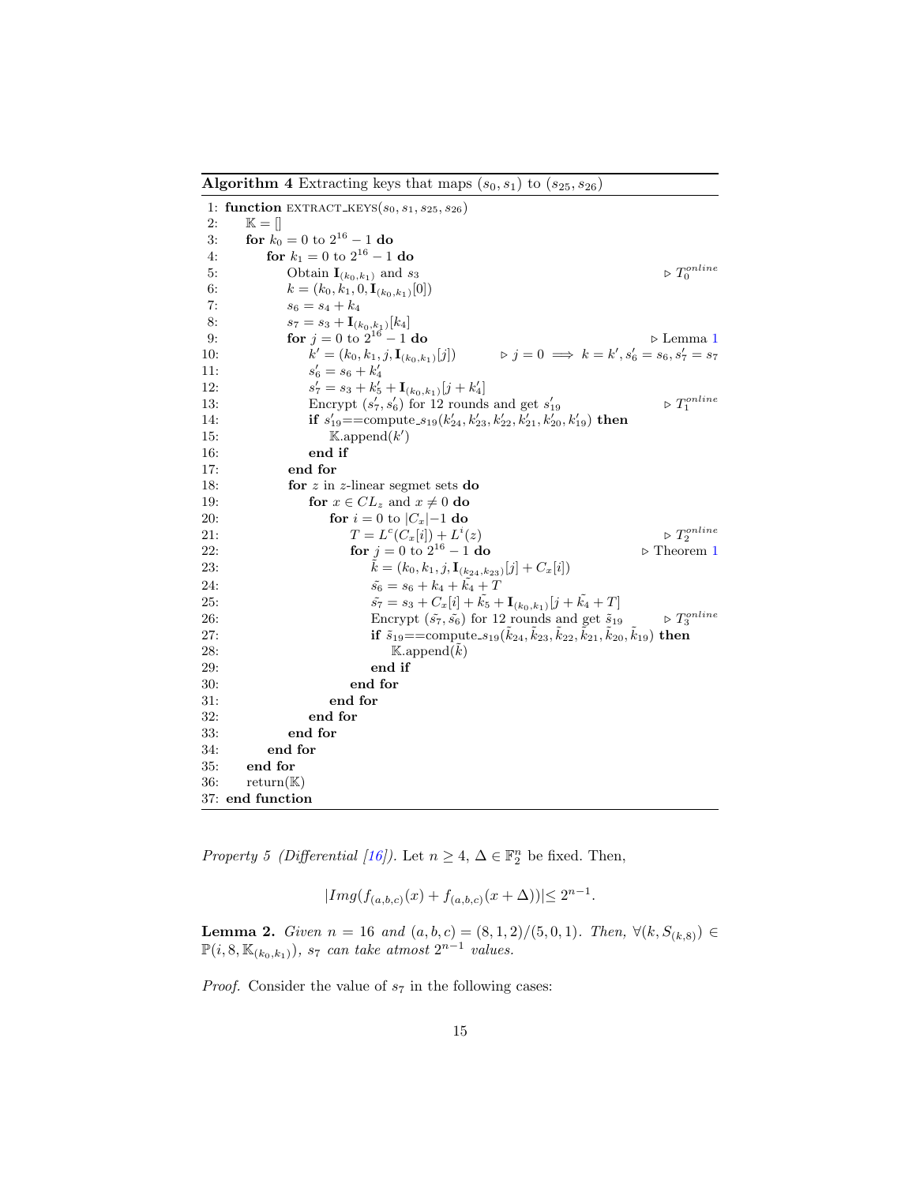**Algorithm 4** Extracting keys that maps $(s_0, s_1)$ to $(s_{25}, s_{26})$

```
 1: function EXTRACT_KEYS(s_0, s_1, s_25, s_26)
 2:     𝕂 = []
 3:     for k_0 = 0 to 2^16 − 1 do
 4:         for k_1 = 0 to 2^16 − 1 do
 5:             Obtain I_(k_0,k_1) and s_3                                  ▷ T_0^online
 6:             k = (k_0, k_1, 0, I_(k_0,k_1)[0])
 7:             s_6 = s_4 + k_4
 8:             s_7 = s_3 + I_(k_0,k_1)[k_4]
 9:             for j = 0 to 2^16 − 1 do                                    ▷ Lemma 1
10:                 k' = (k_0, k_1, j, I_(k_0,k_1)[j])      ▷ j = 0 ⟹ k = k', s'_6 = s_6, s'_7 = s_7
11:                 s'_6 = s_6 + k'_4
12:                 s'_7 = s_3 + k'_5 + I_(k_0,k_1)[j + k'_4]
13:                 Encrypt (s'_7, s'_6) for 12 rounds and get s'_19        ▷ T_1^online
14:                 if s'_19==compute_s19(k'_24, k'_23, k'_22, k'_21, k'_20, k'_19) then
15:                     𝕂.append(k')
16:                 end if
17:             end for
18:             for z in z-linear segmet sets do
19:                 for x ∈ CL_z and x ≠ 0 do
20:                     for i = 0 to |C_x|−1 do
21:                         T = L^c(C_x[i]) + L^i(z)                        ▷ T_2^online
22:                         for j = 0 to 2^16 − 1 do                        ▷ Theorem 1
23:                             k̃ = (k_0, k_1, j, I_(k_24,k_23)[j] + C_x[i])
24:                             s̃_6 = s_6 + k_4 + k̃_4 + T
25:                             s̃_7 = s_3 + C_x[i] + k̃_5 + I_(k_0,k_1)[j + k̃_4 + T]
26:                             Encrypt (s̃_7, s̃_6) for 12 rounds and get s̃_19    ▷ T_3^online
27:                             if s̃_19==compute_s19(k̃_24, k̃_23, k̃_22, k̃_21, k̃_20, k̃_19) then
28:                                 𝕂.append(k̃)
29:                             end if
30:                         end for
31:                     end for
32:                 end for
33:             end for
34:         end for
35:     end for
36:     return(𝕂)
37: end function
```

*Property 5 (Differential [16]).* Let $n \geq 4$, $\Delta \in \mathbb{F}_2^n$ be fixed. Then,

$$|Img(f_{(a,b,c)}(x) + f_{(a,b,c)}(x + \Delta))| \leq 2^{n-1}.$$

**Lemma 2.** *Given $n = 16$ and $(a, b, c) = (8, 1, 2)/(5, 0, 1)$. Then, $\forall (k, S_{(k,8)}) \in \mathbb{P}(i, 8, \mathbb{K}_{(k_0,k_1)})$, $s_7$ can take atmost $2^{n-1}$ values.*

*Proof.* Consider the value of $s_7$ in the following cases: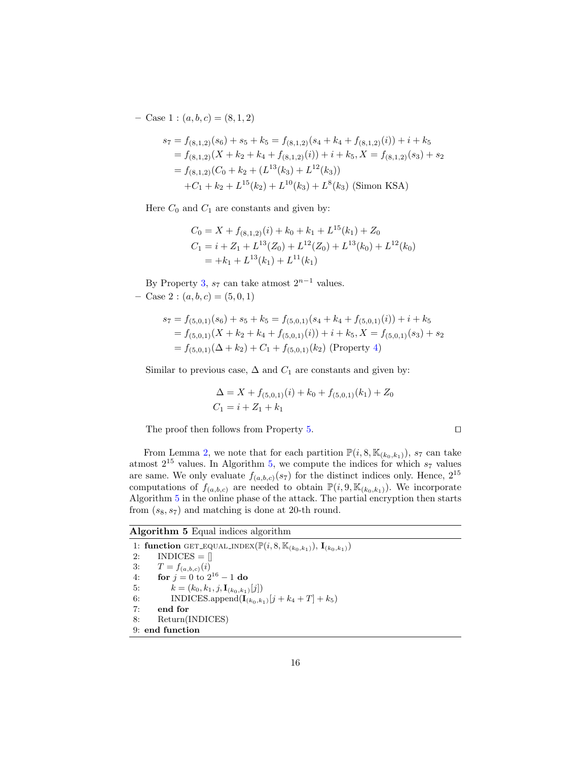– Case 1 : $(a, b, c) = (8, 1, 2)$

$$
\begin{aligned}
s_7 &= f_{(8,1,2)}(s_6) + s_5 + k_5 = f_{(8,1,2)}(s_4 + k_4 + f_{(8,1,2)}(i)) + i + k_5 \\
&= f_{(8,1,2)}(X + k_2 + k_4 + f_{(8,1,2)}(i)) + i + k_5, X = f_{(8,1,2)}(s_3) + s_2 \\
&= f_{(8,1,2)}(C_0 + k_2 + (L^{13}(k_3) + L^{12}(k_3)) \\
&\quad + C_1 + k_2 + L^{15}(k_2) + L^{10}(k_3) + L^{8}(k_3) \text{ (Simon KSA)}
\end{aligned}
$$

Here $C_0$ and $C_1$ are constants and given by:

$$
\begin{aligned}
C_0 &= X + f_{(8,1,2)}(i) + k_0 + k_1 + L^{15}(k_1) + Z_0 \\
C_1 &= i + Z_1 + L^{13}(Z_0) + L^{12}(Z_0) + L^{13}(k_0) + L^{12}(k_0) \\
&= +k_1 + L^{13}(k_1) + L^{11}(k_1)
\end{aligned}
$$

By Property 3, $s_7$ can take atmost $2^{n-1}$ values.

– Case 2 : $(a, b, c) = (5, 0, 1)$

$$
\begin{aligned}
s_7 &= f_{(5,0,1)}(s_6) + s_5 + k_5 = f_{(5,0,1)}(s_4 + k_4 + f_{(5,0,1)}(i)) + i + k_5 \\
&= f_{(5,0,1)}(X + k_2 + k_4 + f_{(5,0,1)}(i)) + i + k_5, X = f_{(5,0,1)}(s_3) + s_2 \\
&= f_{(5,0,1)}(\Delta + k_2) + C_1 + f_{(5,0,1)}(k_2) \text{ (Property 4)}
\end{aligned}
$$

Similar to previous case, $\Delta$ and $C_1$ are constants and given by:

$$
\begin{aligned}
\Delta &= X + f_{(5,0,1)}(i) + k_0 + f_{(5,0,1)}(k_1) + Z_0 \\
C_1 &= i + Z_1 + k_1
\end{aligned}
$$

The proof then follows from Property 5. ◻

From Lemma 2, we note that for each partition $\mathbb{P}(i, 8, \mathbb{K}_{(k_0,k_1)})$, $s_7$ can take atmost $2^{15}$ values. In Algorithm 5, we compute the indices for which $s_7$ values are same. We only evaluate $f_{(a,b,c)}(s_7)$ for the distinct indices only. Hence, $2^{15}$ computations of $f_{(a,b,c)}$ are needed to obtain $\mathbb{P}(i, 9, \mathbb{K}_{(k_0,k_1)})$. We incorporate Algorithm 5 in the online phase of the attack. The partial encryption then starts from $(s_8, s_7)$ and matching is done at 20-th round.

**Algorithm 5** Equal indices algorithm

```
1: function GET_EQUAL_INDEX(P(i, 8, K_(k0,k1)), I_(k0,k1))
2:     INDICES = []
3:     T = f_(a,b,c)(i)
4:     for j = 0 to 2^16 − 1 do
5:         k = (k0, k1, j, I_(k0,k1)[j])
6:         INDICES.append(I_(k0,k1)[j + k4 + T] + k5)
7:     end for
8:     Return(INDICES)
9: end function
```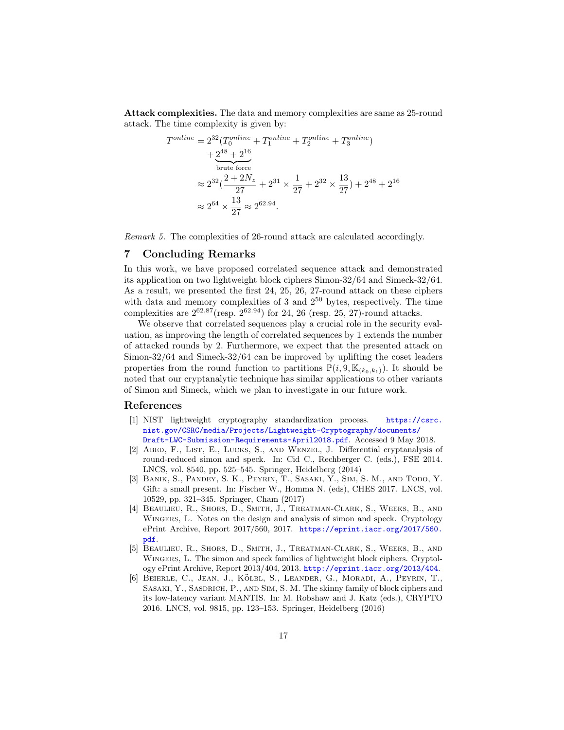**Attack complexities.** The data and memory complexities are same as 25-round attack. The time complexity is given by:

$$
\begin{aligned}
T^{online} &= 2^{32}(T_0^{online} + T_1^{online} + T_2^{online} + T_3^{online}) \\
&\quad + \underbrace{2^{48} + 2^{16}}_{\text{brute force}} \\
&\approx 2^{32}(\frac{2+2N_z}{27} + 2^{31} \times \frac{1}{27} + 2^{32} \times \frac{13}{27}) + 2^{48} + 2^{16} \\
&\approx 2^{64} \times \frac{13}{27} \approx 2^{62.94}.
\end{aligned}
$$

*Remark 5.* The complexities of 26-round attack are calculated accordingly.

## 7 Concluding Remarks

In this work, we have proposed correlated sequence attack and demonstrated its application on two lightweight block ciphers Simon-32/64 and Simeck-32/64. As a result, we presented the first 24, 25, 26, 27-round attack on these ciphers with data and memory complexities of 3 and $2^{50}$ bytes, respectively. The time complexities are $2^{62.87}$(resp. $2^{62.94}$) for 24, 26 (resp. 25, 27)-round attacks.

We observe that correlated sequences play a crucial role in the security evaluation, as improving the length of correlated sequences by 1 extends the number of attacked rounds by 2. Furthermore, we expect that the presented attack on Simon-32/64 and Simeck-32/64 can be improved by uplifting the coset leaders properties from the round function to partitions $\mathbb{P}(i, 9, \mathbb{K}_{(k_0,k_1)})$. It should be noted that our cryptanalytic technique has similar applications to other variants of Simon and Simeck, which we plan to investigate in our future work.

## References

1. NIST lightweight cryptography standardization process. https://csrc.nist.gov/CSRC/media/Projects/Lightweight-Cryptography/documents/Draft-LWC-Submission-Requirements-April2018.pdf. Accessed 9 May 2018.
2. Abed, F., List, E., Lucks, S., and Wenzel, J. Differential cryptanalysis of round-reduced simon and speck. In: Cid C., Rechberger C. (eds.), FSE 2014. LNCS, vol. 8540, pp. 525–545. Springer, Heidelberg (2014)
3. Banik, S., Pandey, S. K., Peyrin, T., Sasaki, Y., Sim, S. M., and Todo, Y. Gift: a small present. In: Fischer W., Homma N. (eds), CHES 2017. LNCS, vol. 10529, pp. 321–345. Springer, Cham (2017)
4. Beaulieu, R., Shors, D., Smith, J., Treatman-Clark, S., Weeks, B., and Wingers, L. Notes on the design and analysis of simon and speck. Cryptology ePrint Archive, Report 2017/560, 2017. https://eprint.iacr.org/2017/560.pdf.
5. Beaulieu, R., Shors, D., Smith, J., Treatman-Clark, S., Weeks, B., and Wingers, L. The simon and speck families of lightweight block ciphers. Cryptology ePrint Archive, Report 2013/404, 2013. http://eprint.iacr.org/2013/404.
6. Beierle, C., Jean, J., Kölbl, S., Leander, G., Moradi, A., Peyrin, T., Sasaki, Y., Sasdrich, P., and Sim, S. M. The skinny family of block ciphers and its low-latency variant MANTIS. In: M. Robshaw and J. Katz (eds.), CRYPTO 2016. LNCS, vol. 9815, pp. 123–153. Springer, Heidelberg (2016)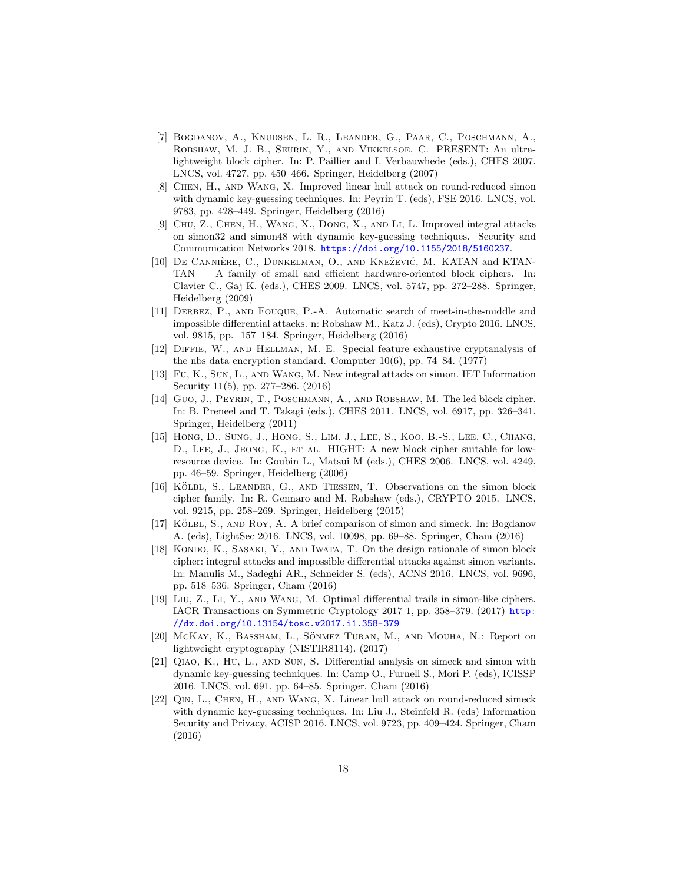[7] Bogdanov, A., Knudsen, L. R., Leander, G., Paar, C., Poschmann, A., Robshaw, M. J. B., Seurin, Y., and Vikkelsoe, C. PRESENT: An ultra-lightweight block cipher. In: P. Paillier and I. Verbauwhede (eds.), CHES 2007. LNCS, vol. 4727, pp. 450–466. Springer, Heidelberg (2007)

[8] Chen, H., and Wang, X. Improved linear hull attack on round-reduced simon with dynamic key-guessing techniques. In: Peyrin T. (eds), FSE 2016. LNCS, vol. 9783, pp. 428–449. Springer, Heidelberg (2016)

[9] Chu, Z., Chen, H., Wang, X., Dong, X., and Li, L. Improved integral attacks on simon32 and simon48 with dynamic key-guessing techniques. Security and Communication Networks 2018. https://doi.org/10.1155/2018/5160237.

[10] De Cannière, C., Dunkelman, O., and Knežević, M. KATAN and KTANTAN — A family of small and efficient hardware-oriented block ciphers. In: Clavier C., Gaj K. (eds.), CHES 2009. LNCS, vol. 5747, pp. 272–288. Springer, Heidelberg (2009)

[11] Derbez, P., and Fouque, P.-A. Automatic search of meet-in-the-middle and impossible differential attacks. n: Robshaw M., Katz J. (eds), Crypto 2016. LNCS, vol. 9815, pp. 157–184. Springer, Heidelberg (2016)

[12] Diffie, W., and Hellman, M. E. Special feature exhaustive cryptanalysis of the nbs data encryption standard. Computer 10(6), pp. 74–84. (1977)

[13] Fu, K., Sun, L., and Wang, M. New integral attacks on simon. IET Information Security 11(5), pp. 277–286. (2016)

[14] Guo, J., Peyrin, T., Poschmann, A., and Robshaw, M. The led block cipher. In: B. Preneel and T. Takagi (eds.), CHES 2011. LNCS, vol. 6917, pp. 326–341. Springer, Heidelberg (2011)

[15] Hong, D., Sung, J., Hong, S., Lim, J., Lee, S., Koo, B.-S., Lee, C., Chang, D., Lee, J., Jeong, K., et al. HIGHT: A new block cipher suitable for low-resource device. In: Goubin L., Matsui M (eds.), CHES 2006. LNCS, vol. 4249, pp. 46–59. Springer, Heidelberg (2006)

[16] Kölbl, S., Leander, G., and Tiessen, T. Observations on the simon block cipher family. In: R. Gennaro and M. Robshaw (eds.), CRYPTO 2015. LNCS, vol. 9215, pp. 258–269. Springer, Heidelberg (2015)

[17] Kölbl, S., and Roy, A. A brief comparison of simon and simeck. In: Bogdanov A. (eds), LightSec 2016. LNCS, vol. 10098, pp. 69–88. Springer, Cham (2016)

[18] Kondo, K., Sasaki, Y., and Iwata, T. On the design rationale of simon block cipher: integral attacks and impossible differential attacks against simon variants. In: Manulis M., Sadeghi AR., Schneider S. (eds), ACNS 2016. LNCS, vol. 9696, pp. 518–536. Springer, Cham (2016)

[19] Liu, Z., Li, Y., and Wang, M. Optimal differential trails in simon-like ciphers. IACR Transactions on Symmetric Cryptology 2017 1, pp. 358–379. (2017) http://dx.doi.org/10.13154/tosc.v2017.i1.358-379

[20] McKay, K., Bassham, L., Sönmez Turan, M., and Mouha, N.: Report on lightweight cryptography (NISTIR8114). (2017)

[21] Qiao, K., Hu, L., and Sun, S. Differential analysis on simeck and simon with dynamic key-guessing techniques. In: Camp O., Furnell S., Mori P. (eds), ICISSP 2016. LNCS, vol. 691, pp. 64–85. Springer, Cham (2016)

[22] Qin, L., Chen, H., and Wang, X. Linear hull attack on round-reduced simeck with dynamic key-guessing techniques. In: Liu J., Steinfeld R. (eds) Information Security and Privacy, ACISP 2016. LNCS, vol. 9723, pp. 409–424. Springer, Cham (2016)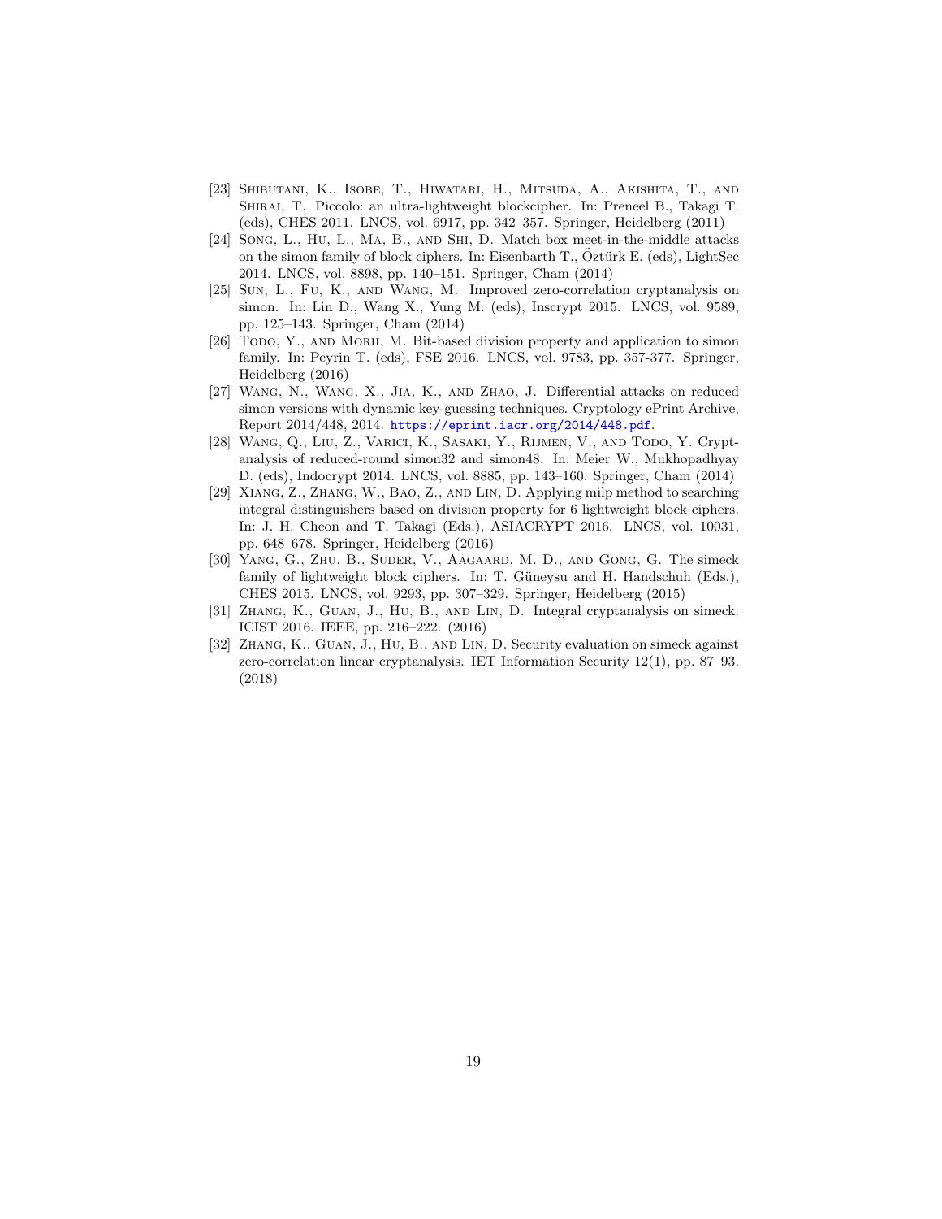[23] Shibutani, K., Isobe, T., Hiwatari, H., Mitsuda, A., Akishita, T., and Shirai, T. Piccolo: an ultra-lightweight blockcipher. In: Preneel B., Takagi T. (eds), CHES 2011. LNCS, vol. 6917, pp. 342–357. Springer, Heidelberg (2011)

[24] Song, L., Hu, L., Ma, B., and Shi, D. Match box meet-in-the-middle attacks on the simon family of block ciphers. In: Eisenbarth T., Öztürk E. (eds), LightSec 2014. LNCS, vol. 8898, pp. 140–151. Springer, Cham (2014)

[25] Sun, L., Fu, K., and Wang, M. Improved zero-correlation cryptanalysis on simon. In: Lin D., Wang X., Yung M. (eds), Inscrypt 2015. LNCS, vol. 9589, pp. 125–143. Springer, Cham (2014)

[26] Todo, Y., and Morii, M. Bit-based division property and application to simon family. In: Peyrin T. (eds), FSE 2016. LNCS, vol. 9783, pp. 357-377. Springer, Heidelberg (2016)

[27] Wang, N., Wang, X., Jia, K., and Zhao, J. Differential attacks on reduced simon versions with dynamic key-guessing techniques. Cryptology ePrint Archive, Report 2014/448, 2014. https://eprint.iacr.org/2014/448.pdf.

[28] Wang, Q., Liu, Z., Varici, K., Sasaki, Y., Rijmen, V., and Todo, Y. Cryptanalysis of reduced-round simon32 and simon48. In: Meier W., Mukhopadhyay D. (eds), Indocrypt 2014. LNCS, vol. 8885, pp. 143–160. Springer, Cham (2014)

[29] Xiang, Z., Zhang, W., Bao, Z., and Lin, D. Applying milp method to searching integral distinguishers based on division property for 6 lightweight block ciphers. In: J. H. Cheon and T. Takagi (Eds.), ASIACRYPT 2016. LNCS, vol. 10031, pp. 648–678. Springer, Heidelberg (2016)

[30] Yang, G., Zhu, B., Suder, V., Aagaard, M. D., and Gong, G. The simeck family of lightweight block ciphers. In: T. Güneysu and H. Handschuh (Eds.), CHES 2015. LNCS, vol. 9293, pp. 307–329. Springer, Heidelberg (2015)

[31] Zhang, K., Guan, J., Hu, B., and Lin, D. Integral cryptanalysis on simeck. ICIST 2016. IEEE, pp. 216–222. (2016)

[32] Zhang, K., Guan, J., Hu, B., and Lin, D. Security evaluation on simeck against zero-correlation linear cryptanalysis. IET Information Security 12(1), pp. 87–93. (2018)